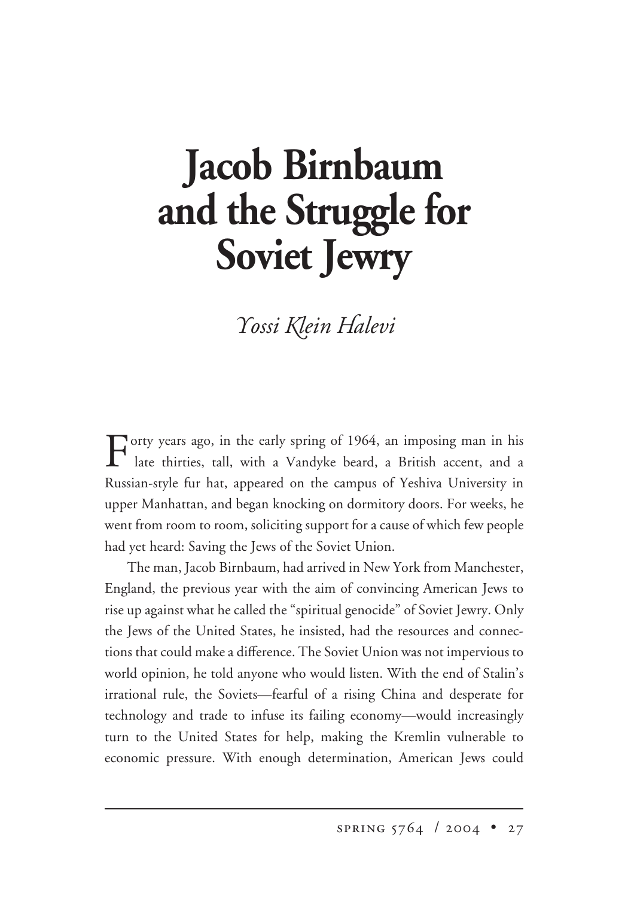# Jacob Birnbaum and the Struggle for Soviet Jewry

*Yossi Klein Halevi*

Forty years ago, in the early spring of 1964, an imposing man in his late thirties, tall, with a Vandyke beard, a British accent, and a Russian-style fur hat, appeared on the campus of Yeshiva University in upper Manhattan, and began knocking on dormitory doors. For weeks, he went from room to room, soliciting support for a cause of which few people had yet heard: Saving the Jews of the Soviet Union.

The man, Jacob Birnbaum, had arrived in New York from Manchester, England, the previous year with the aim of convincing American Jews to rise up against what he called the "spiritual genocide" of Soviet Jewry. Only the Jews of the United States, he insisted, had the resources and connections that could make a difference. The Soviet Union was not impervious to world opinion, he told anyone who would listen. With the end of Stalin's irrational rule, the Soviets—fearful of a rising China and desperate for technology and trade to infuse its failing economy—would increasingly turn to the United States for help, making the Kremlin vulnerable to economic pressure. With enough determination, American Jews could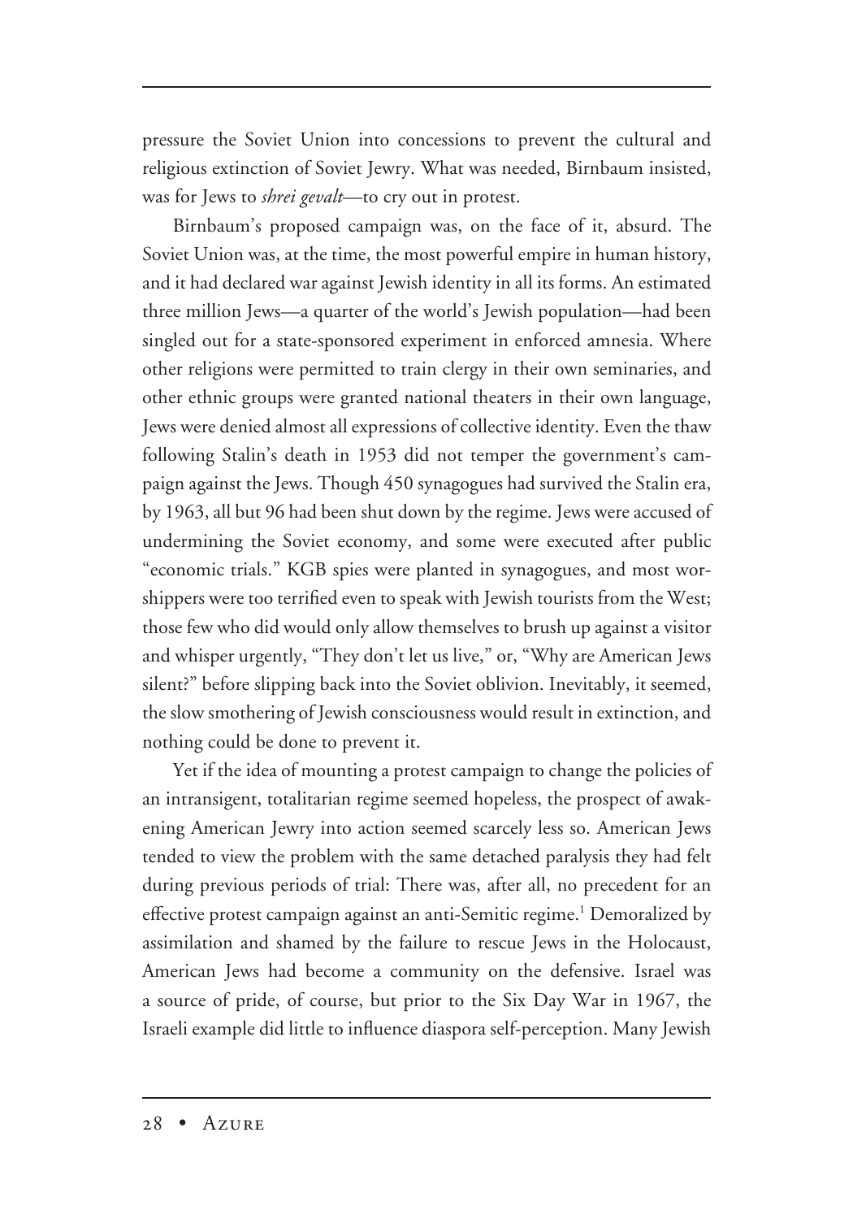pressure the Soviet Union into concessions to prevent the cultural and religious extinction of Soviet Jewry. What was needed, Birnbaum insisted, was for Jews to *shrei gevalt*—to cry out in protest.

Birnbaum's proposed campaign was, on the face of it, absurd. The Soviet Union was, at the time, the most powerful empire in human history, and it had declared war against Jewish identity in all its forms. An estimated three million Jews—a quarter of the world's Jewish population—had been singled out for a state-sponsored experiment in enforced amnesia. Where other religions were permitted to train clergy in their own seminaries, and other ethnic groups were granted national theaters in their own language, Jews were denied almost all expressions of collective identity. Even the thaw following Stalin's death in 1953 did not temper the government's campaign against the Jews. Though 450 synagogues had survived the Stalin era, by 1963, all but 96 had been shut down by the regime. Jews were accused of undermining the Soviet economy, and some were executed after public "economic trials." KGB spies were planted in synagogues, and most worshippers were too terrified even to speak with Jewish tourists from the West; those few who did would only allow themselves to brush up against a visitor and whisper urgently, "They don't let us live," or, "Why are American Jews silent?" before slipping back into the Soviet oblivion. Inevitably, it seemed, the slow smothering of Jewish consciousness would result in extinction, and nothing could be done to prevent it.

Yet if the idea of mounting a protest campaign to change the policies of an intransigent, totalitarian regime seemed hopeless, the prospect of awakening American Jewry into action seemed scarcely less so. American Jews tended to view the problem with the same detached paralysis they had felt during previous periods of trial: There was, after all, no precedent for an effective protest campaign against an anti-Semitic regime.[1] Demoralized by assimilation and shamed by the failure to rescue Jews in the Holocaust, American Jews had become a community on the defensive. Israel was a source of pride, of course, but prior to the Six Day War in 1967, the Israeli example did little to influence diaspora self-perception. Many Jewish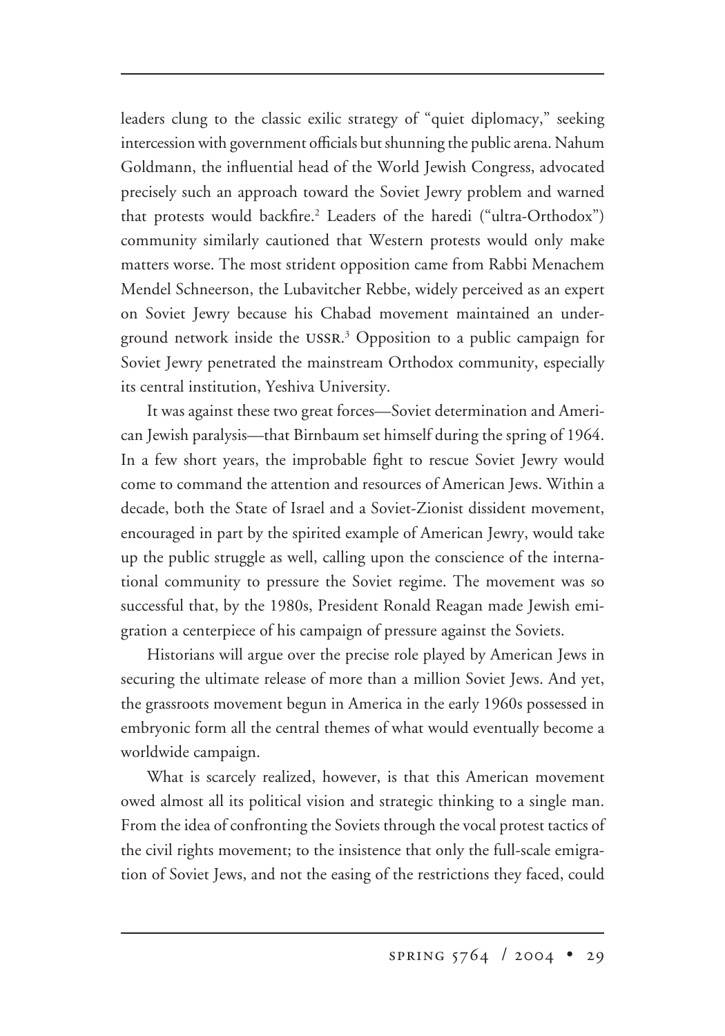leaders clung to the classic exilic strategy of "quiet diplomacy," seeking intercession with government officials but shunning the public arena. Nahum Goldmann, the influential head of the World Jewish Congress, advocated precisely such an approach toward the Soviet Jewry problem and warned that protests would backfire.[2] Leaders of the haredi ("ultra-Orthodox") community similarly cautioned that Western protests would only make matters worse. The most strident opposition came from Rabbi Menachem Mendel Schneerson, the Lubavitcher Rebbe, widely perceived as an expert on Soviet Jewry because his Chabad movement maintained an underground network inside the USSR.[3] Opposition to a public campaign for Soviet Jewry penetrated the mainstream Orthodox community, especially its central institution, Yeshiva University.

It was against these two great forces—Soviet determination and American Jewish paralysis—that Birnbaum set himself during the spring of 1964. In a few short years, the improbable fight to rescue Soviet Jewry would come to command the attention and resources of American Jews. Within a decade, both the State of Israel and a Soviet-Zionist dissident movement, encouraged in part by the spirited example of American Jewry, would take up the public struggle as well, calling upon the conscience of the international community to pressure the Soviet regime. The movement was so successful that, by the 1980s, President Ronald Reagan made Jewish emigration a centerpiece of his campaign of pressure against the Soviets.

Historians will argue over the precise role played by American Jews in securing the ultimate release of more than a million Soviet Jews. And yet, the grassroots movement begun in America in the early 1960s possessed in embryonic form all the central themes of what would eventually become a worldwide campaign.

What is scarcely realized, however, is that this American movement owed almost all its political vision and strategic thinking to a single man. From the idea of confronting the Soviets through the vocal protest tactics of the civil rights movement; to the insistence that only the full-scale emigration of Soviet Jews, and not the easing of the restrictions they faced, could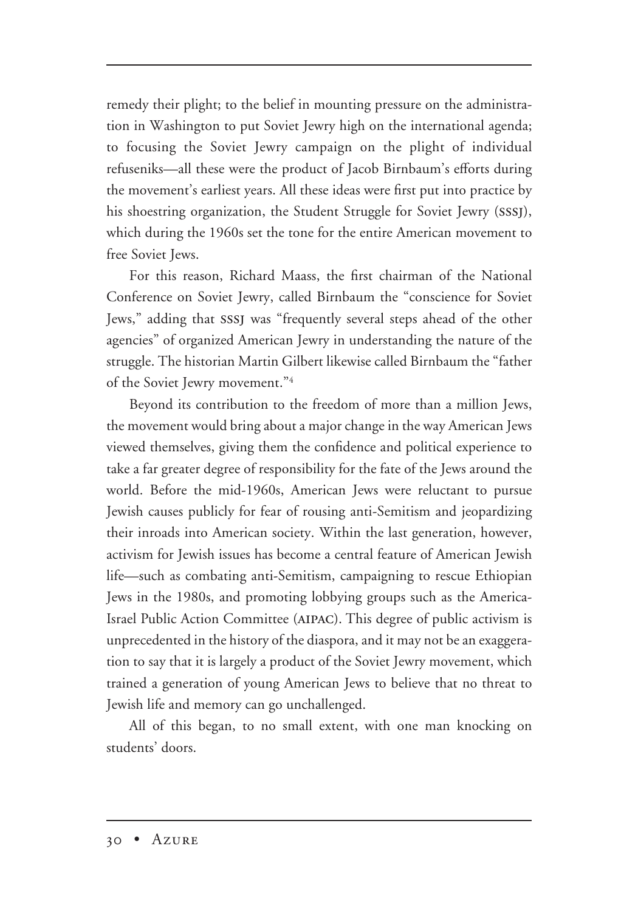remedy their plight; to the belief in mounting pressure on the administration in Washington to put Soviet Jewry high on the international agenda; to focusing the Soviet Jewry campaign on the plight of individual refuseniks—all these were the product of Jacob Birnbaum's efforts during the movement's earliest years. All these ideas were first put into practice by his shoestring organization, the Student Struggle for Soviet Jewry (SSSJ), which during the 1960s set the tone for the entire American movement to free Soviet Jews.

For this reason, Richard Maass, the first chairman of the National Conference on Soviet Jewry, called Birnbaum the "conscience for Soviet Jews," adding that SSSJ was "frequently several steps ahead of the other agencies" of organized American Jewry in understanding the nature of the struggle. The historian Martin Gilbert likewise called Birnbaum the "father of the Soviet Jewry movement."[4]

Beyond its contribution to the freedom of more than a million Jews, the movement would bring about a major change in the way American Jews viewed themselves, giving them the confidence and political experience to take a far greater degree of responsibility for the fate of the Jews around the world. Before the mid-1960s, American Jews were reluctant to pursue Jewish causes publicly for fear of rousing anti-Semitism and jeopardizing their inroads into American society. Within the last generation, however, activism for Jewish issues has become a central feature of American Jewish life—such as combating anti-Semitism, campaigning to rescue Ethiopian Jews in the 1980s, and promoting lobbying groups such as the America-Israel Public Action Committee (AIPAC). This degree of public activism is unprecedented in the history of the diaspora, and it may not be an exaggeration to say that it is largely a product of the Soviet Jewry movement, which trained a generation of young American Jews to believe that no threat to Jewish life and memory can go unchallenged.

All of this began, to no small extent, with one man knocking on students' doors.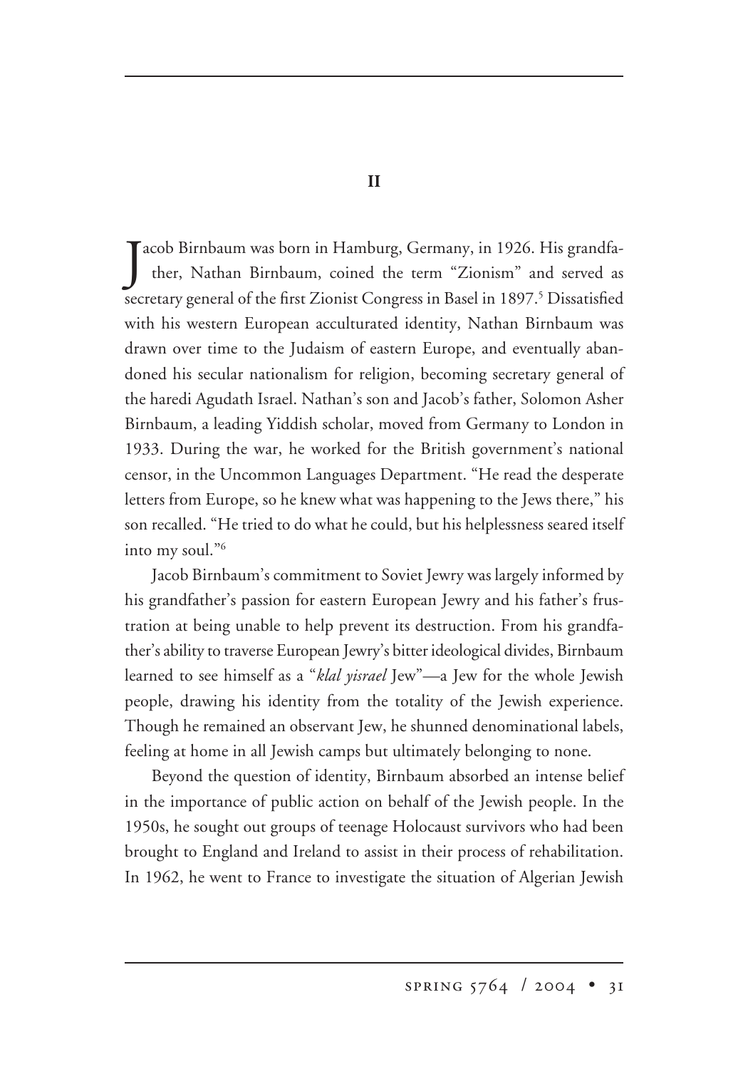## II

Jacob Birnbaum was born in Hamburg, Germany, in 1926. His grandfather, Nathan Birnbaum, coined the term "Zionism" and served as secretary general of the first Zionist Congress in Basel in 1897.[5] Dissatisfied with his western European acculturated identity, Nathan Birnbaum was drawn over time to the Judaism of eastern Europe, and eventually abandoned his secular nationalism for religion, becoming secretary general of the haredi Agudath Israel. Nathan's son and Jacob's father, Solomon Asher Birnbaum, a leading Yiddish scholar, moved from Germany to London in 1933. During the war, he worked for the British government's national censor, in the Uncommon Languages Department. "He read the desperate letters from Europe, so he knew what was happening to the Jews there," his son recalled. "He tried to do what he could, but his helplessness seared itself into my soul."[6]

Jacob Birnbaum's commitment to Soviet Jewry was largely informed by his grandfather's passion for eastern European Jewry and his father's frustration at being unable to help prevent its destruction. From his grandfather's ability to traverse European Jewry's bitter ideological divides, Birnbaum learned to see himself as a "*klal yisrael* Jew"—a Jew for the whole Jewish people, drawing his identity from the totality of the Jewish experience. Though he remained an observant Jew, he shunned denominational labels, feeling at home in all Jewish camps but ultimately belonging to none.

Beyond the question of identity, Birnbaum absorbed an intense belief in the importance of public action on behalf of the Jewish people. In the 1950s, he sought out groups of teenage Holocaust survivors who had been brought to England and Ireland to assist in their process of rehabilitation. In 1962, he went to France to investigate the situation of Algerian Jewish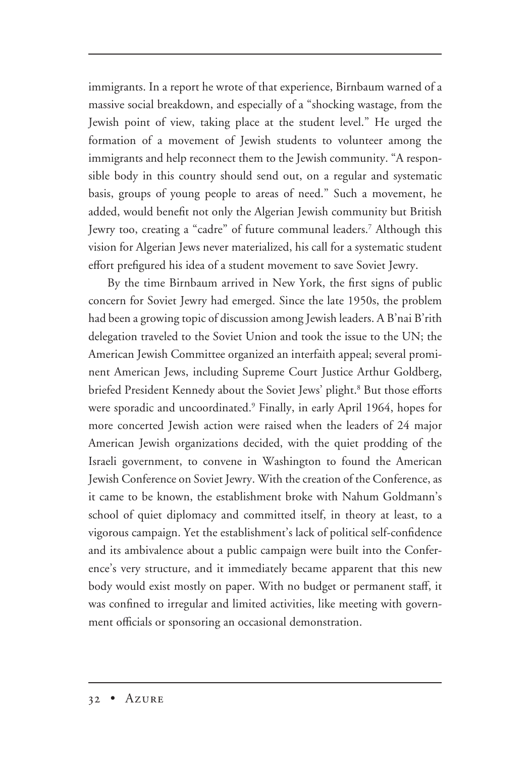immigrants. In a report he wrote of that experience, Birnbaum warned of a massive social breakdown, and especially of a "shocking wastage, from the Jewish point of view, taking place at the student level." He urged the formation of a movement of Jewish students to volunteer among the immigrants and help reconnect them to the Jewish community. "A responsible body in this country should send out, on a regular and systematic basis, groups of young people to areas of need." Such a movement, he added, would benefit not only the Algerian Jewish community but British Jewry too, creating a "cadre" of future communal leaders.[7] Although this vision for Algerian Jews never materialized, his call for a systematic student effort prefigured his idea of a student movement to save Soviet Jewry.

By the time Birnbaum arrived in New York, the first signs of public concern for Soviet Jewry had emerged. Since the late 1950s, the problem had been a growing topic of discussion among Jewish leaders. A B'nai B'rith delegation traveled to the Soviet Union and took the issue to the UN; the American Jewish Committee organized an interfaith appeal; several prominent American Jews, including Supreme Court Justice Arthur Goldberg, briefed President Kennedy about the Soviet Jews' plight.[8] But those efforts were sporadic and uncoordinated.[9] Finally, in early April 1964, hopes for more concerted Jewish action were raised when the leaders of 24 major American Jewish organizations decided, with the quiet prodding of the Israeli government, to convene in Washington to found the American Jewish Conference on Soviet Jewry. With the creation of the Conference, as it came to be known, the establishment broke with Nahum Goldmann's school of quiet diplomacy and committed itself, in theory at least, to a vigorous campaign. Yet the establishment's lack of political self-confidence and its ambivalence about a public campaign were built into the Conference's very structure, and it immediately became apparent that this new body would exist mostly on paper. With no budget or permanent staff, it was confined to irregular and limited activities, like meeting with government officials or sponsoring an occasional demonstration.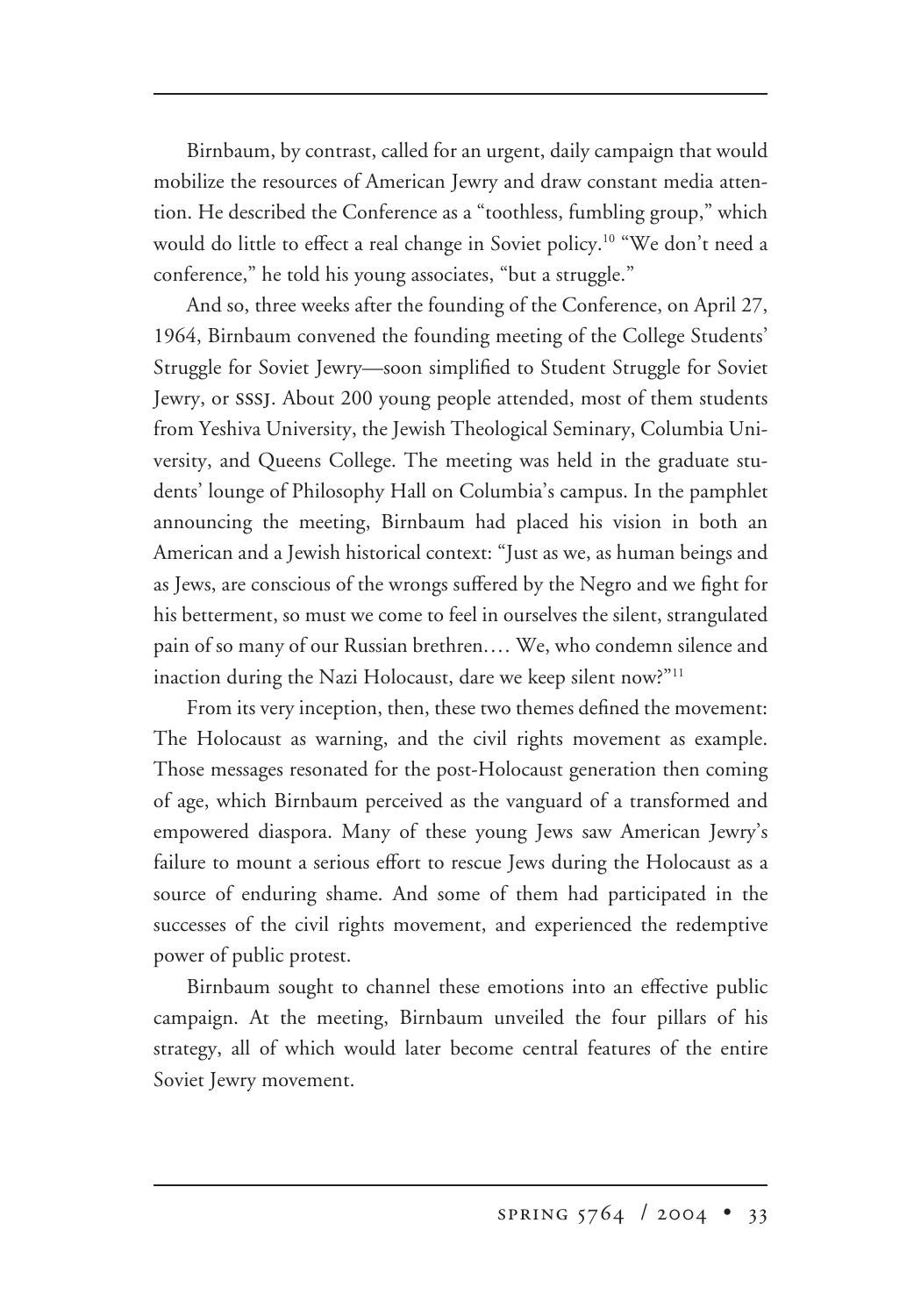Birnbaum, by contrast, called for an urgent, daily campaign that would mobilize the resources of American Jewry and draw constant media attention. He described the Conference as a "toothless, fumbling group," which would do little to effect a real change in Soviet policy.[10] "We don't need a conference," he told his young associates, "but a struggle."

And so, three weeks after the founding of the Conference, on April 27, 1964, Birnbaum convened the founding meeting of the College Students' Struggle for Soviet Jewry—soon simplified to Student Struggle for Soviet Jewry, or SSSJ. About 200 young people attended, most of them students from Yeshiva University, the Jewish Theological Seminary, Columbia University, and Queens College. The meeting was held in the graduate students' lounge of Philosophy Hall on Columbia's campus. In the pamphlet announcing the meeting, Birnbaum had placed his vision in both an American and a Jewish historical context: "Just as we, as human beings and as Jews, are conscious of the wrongs suffered by the Negro and we fight for his betterment, so must we come to feel in ourselves the silent, strangulated pain of so many of our Russian brethren.… We, who condemn silence and inaction during the Nazi Holocaust, dare we keep silent now?"[11]

From its very inception, then, these two themes defined the movement: The Holocaust as warning, and the civil rights movement as example. Those messages resonated for the post-Holocaust generation then coming of age, which Birnbaum perceived as the vanguard of a transformed and empowered diaspora. Many of these young Jews saw American Jewry's failure to mount a serious effort to rescue Jews during the Holocaust as a source of enduring shame. And some of them had participated in the successes of the civil rights movement, and experienced the redemptive power of public protest.

Birnbaum sought to channel these emotions into an effective public campaign. At the meeting, Birnbaum unveiled the four pillars of his strategy, all of which would later become central features of the entire Soviet Jewry movement.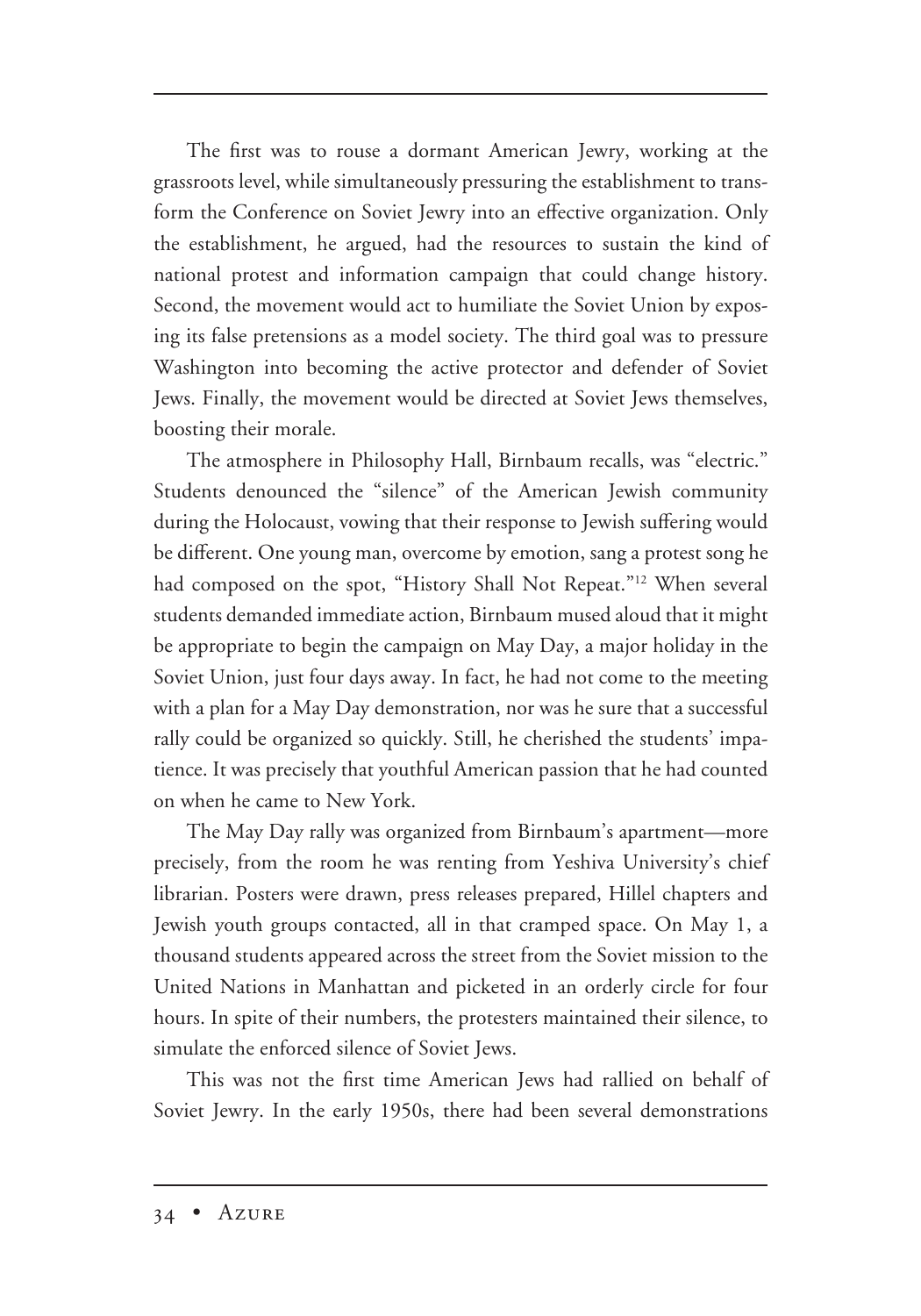The first was to rouse a dormant American Jewry, working at the grassroots level, while simultaneously pressuring the establishment to transform the Conference on Soviet Jewry into an effective organization. Only the establishment, he argued, had the resources to sustain the kind of national protest and information campaign that could change history. Second, the movement would act to humiliate the Soviet Union by exposing its false pretensions as a model society. The third goal was to pressure Washington into becoming the active protector and defender of Soviet Jews. Finally, the movement would be directed at Soviet Jews themselves, boosting their morale.

The atmosphere in Philosophy Hall, Birnbaum recalls, was "electric." Students denounced the "silence" of the American Jewish community during the Holocaust, vowing that their response to Jewish suffering would be different. One young man, overcome by emotion, sang a protest song he had composed on the spot, "History Shall Not Repeat."[12] When several students demanded immediate action, Birnbaum mused aloud that it might be appropriate to begin the campaign on May Day, a major holiday in the Soviet Union, just four days away. In fact, he had not come to the meeting with a plan for a May Day demonstration, nor was he sure that a successful rally could be organized so quickly. Still, he cherished the students' impatience. It was precisely that youthful American passion that he had counted on when he came to New York.

The May Day rally was organized from Birnbaum's apartment—more precisely, from the room he was renting from Yeshiva University's chief librarian. Posters were drawn, press releases prepared, Hillel chapters and Jewish youth groups contacted, all in that cramped space. On May 1, a thousand students appeared across the street from the Soviet mission to the United Nations in Manhattan and picketed in an orderly circle for four hours. In spite of their numbers, the protesters maintained their silence, to simulate the enforced silence of Soviet Jews.

This was not the first time American Jews had rallied on behalf of Soviet Jewry. In the early 1950s, there had been several demonstrations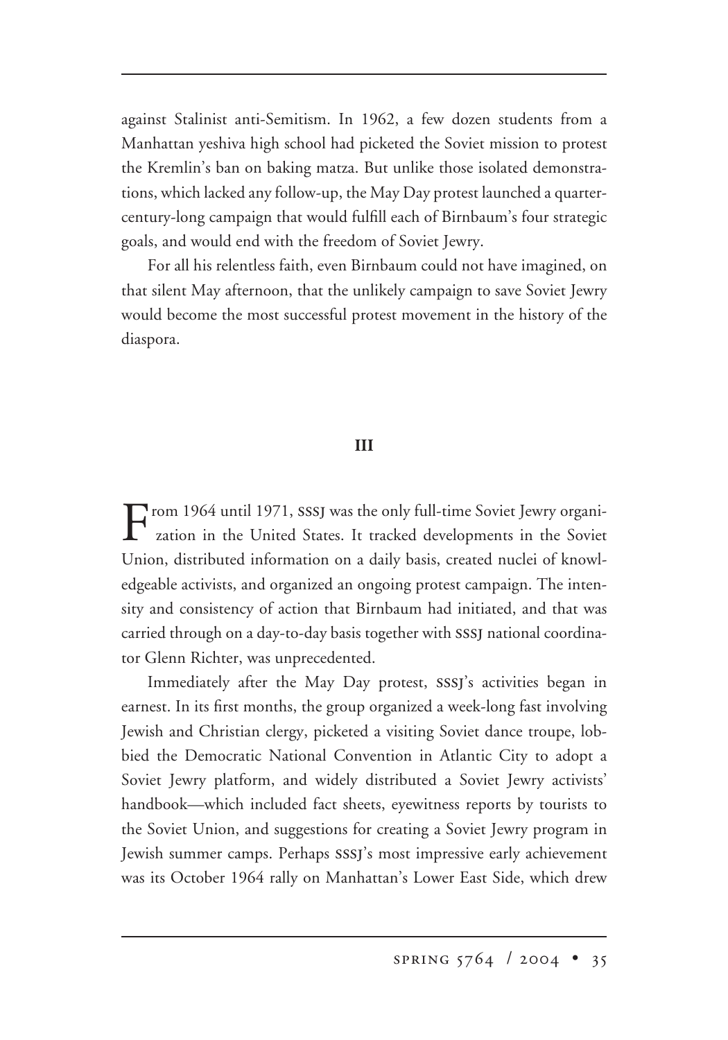against Stalinist anti-Semitism. In 1962, a few dozen students from a Manhattan yeshiva high school had picketed the Soviet mission to protest the Kremlin's ban on baking matza. But unlike those isolated demonstrations, which lacked any follow-up, the May Day protest launched a quarter-century-long campaign that would fulfill each of Birnbaum's four strategic goals, and would end with the freedom of Soviet Jewry.

For all his relentless faith, even Birnbaum could not have imagined, on that silent May afternoon, that the unlikely campaign to save Soviet Jewry would become the most successful protest movement in the history of the diaspora.

## III

From 1964 until 1971, SSSJ was the only full-time Soviet Jewry organization in the United States. It tracked developments in the Soviet Union, distributed information on a daily basis, created nuclei of knowledgeable activists, and organized an ongoing protest campaign. The intensity and consistency of action that Birnbaum had initiated, and that was carried through on a day-to-day basis together with SSSJ national coordinator Glenn Richter, was unprecedented.

Immediately after the May Day protest, SSSJ's activities began in earnest. In its first months, the group organized a week-long fast involving Jewish and Christian clergy, picketed a visiting Soviet dance troupe, lobbied the Democratic National Convention in Atlantic City to adopt a Soviet Jewry platform, and widely distributed a Soviet Jewry activists' handbook—which included fact sheets, eyewitness reports by tourists to the Soviet Union, and suggestions for creating a Soviet Jewry program in Jewish summer camps. Perhaps SSSJ's most impressive early achievement was its October 1964 rally on Manhattan's Lower East Side, which drew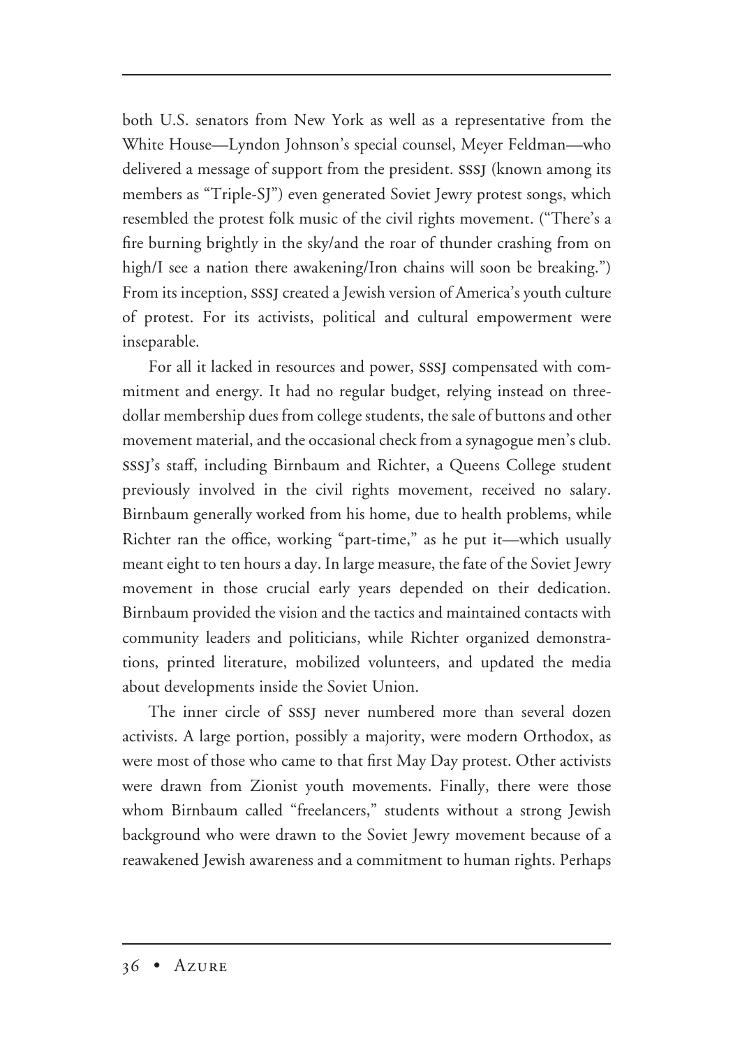both U.S. senators from New York as well as a representative from the White House—Lyndon Johnson's special counsel, Meyer Feldman—who delivered a message of support from the president. SSSJ (known among its members as "Triple-SJ") even generated Soviet Jewry protest songs, which resembled the protest folk music of the civil rights movement. ("There's a fire burning brightly in the sky/and the roar of thunder crashing from on high/I see a nation there awakening/Iron chains will soon be breaking.") From its inception, SSSJ created a Jewish version of America's youth culture of protest. For its activists, political and cultural empowerment were inseparable.

For all it lacked in resources and power, SSSJ compensated with commitment and energy. It had no regular budget, relying instead on three-dollar membership dues from college students, the sale of buttons and other movement material, and the occasional check from a synagogue men's club. SSSJ's staff, including Birnbaum and Richter, a Queens College student previously involved in the civil rights movement, received no salary. Birnbaum generally worked from his home, due to health problems, while Richter ran the office, working "part-time," as he put it—which usually meant eight to ten hours a day. In large measure, the fate of the Soviet Jewry movement in those crucial early years depended on their dedication. Birnbaum provided the vision and the tactics and maintained contacts with community leaders and politicians, while Richter organized demonstrations, printed literature, mobilized volunteers, and updated the media about developments inside the Soviet Union.

The inner circle of SSSJ never numbered more than several dozen activists. A large portion, possibly a majority, were modern Orthodox, as were most of those who came to that first May Day protest. Other activists were drawn from Zionist youth movements. Finally, there were those whom Birnbaum called "freelancers," students without a strong Jewish background who were drawn to the Soviet Jewry movement because of a reawakened Jewish awareness and a commitment to human rights. Perhaps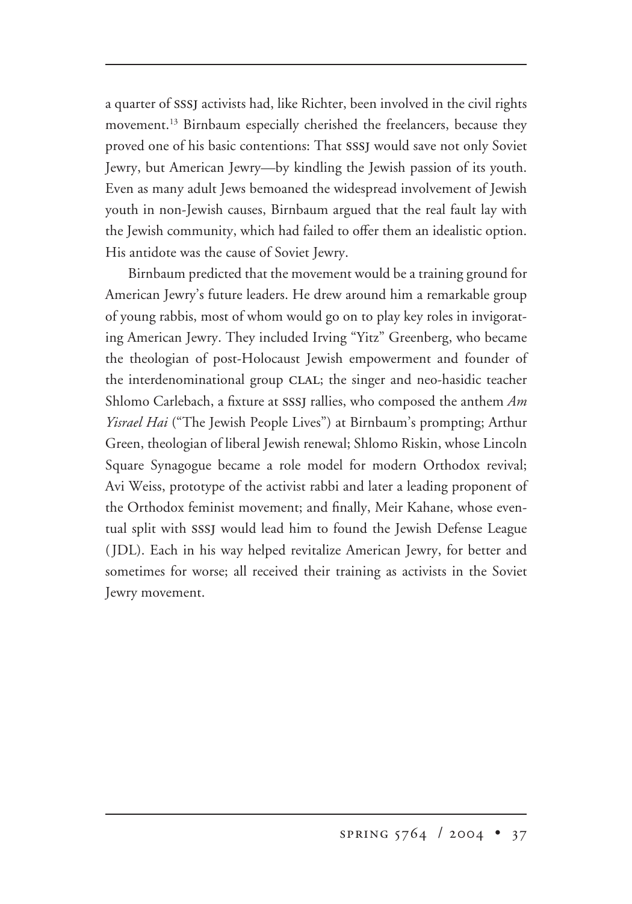a quarter of SSSJ activists had, like Richter, been involved in the civil rights movement.[13] Birnbaum especially cherished the freelancers, because they proved one of his basic contentions: That SSSJ would save not only Soviet Jewry, but American Jewry—by kindling the Jewish passion of its youth. Even as many adult Jews bemoaned the widespread involvement of Jewish youth in non-Jewish causes, Birnbaum argued that the real fault lay with the Jewish community, which had failed to offer them an idealistic option. His antidote was the cause of Soviet Jewry.

Birnbaum predicted that the movement would be a training ground for American Jewry's future leaders. He drew around him a remarkable group of young rabbis, most of whom would go on to play key roles in invigorating American Jewry. They included Irving "Yitz" Greenberg, who became the theologian of post-Holocaust Jewish empowerment and founder of the interdenominational group CLAL; the singer and neo-hasidic teacher Shlomo Carlebach, a fixture at SSSJ rallies, who composed the anthem *Am Yisrael Hai* ("The Jewish People Lives") at Birnbaum's prompting; Arthur Green, theologian of liberal Jewish renewal; Shlomo Riskin, whose Lincoln Square Synagogue became a role model for modern Orthodox revival; Avi Weiss, prototype of the activist rabbi and later a leading proponent of the Orthodox feminist movement; and finally, Meir Kahane, whose eventual split with SSSJ would lead him to found the Jewish Defense League (JDL). Each in his way helped revitalize American Jewry, for better and sometimes for worse; all received their training as activists in the Soviet Jewry movement.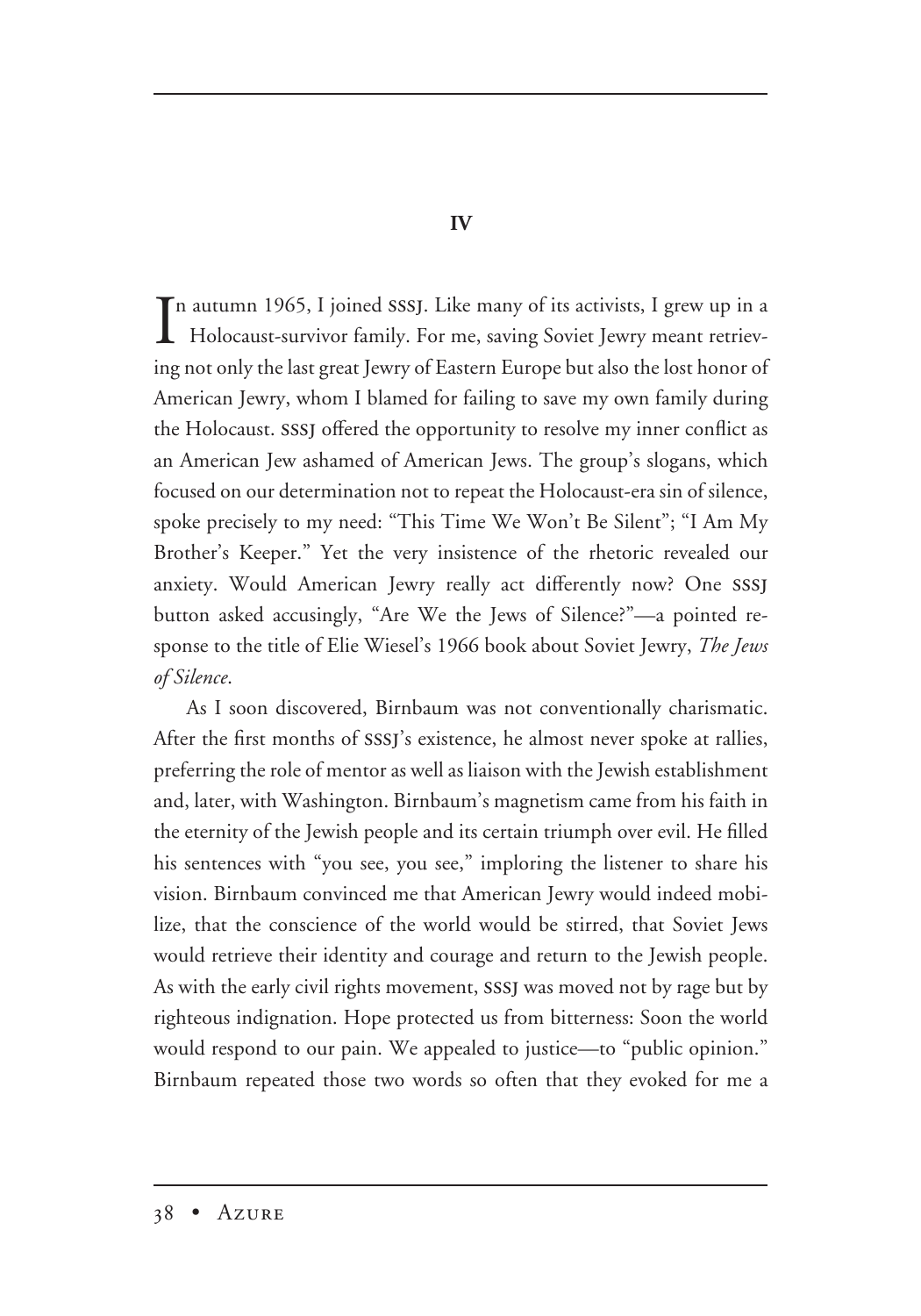## IV

In autumn 1965, I joined SSSJ. Like many of its activists, I grew up in a Holocaust-survivor family. For me, saving Soviet Jewry meant retrieving not only the last great Jewry of Eastern Europe but also the lost honor of American Jewry, whom I blamed for failing to save my own family during the Holocaust. SSSJ offered the opportunity to resolve my inner conflict as an American Jew ashamed of American Jews. The group's slogans, which focused on our determination not to repeat the Holocaust-era sin of silence, spoke precisely to my need: "This Time We Won't Be Silent"; "I Am My Brother's Keeper." Yet the very insistence of the rhetoric revealed our anxiety. Would American Jewry really act differently now? One SSSJ button asked accusingly, "Are We the Jews of Silence?"—a pointed response to the title of Elie Wiesel's 1966 book about Soviet Jewry, *The Jews of Silence*.

As I soon discovered, Birnbaum was not conventionally charismatic. After the first months of SSSJ's existence, he almost never spoke at rallies, preferring the role of mentor as well as liaison with the Jewish establishment and, later, with Washington. Birnbaum's magnetism came from his faith in the eternity of the Jewish people and its certain triumph over evil. He filled his sentences with "you see, you see," imploring the listener to share his vision. Birnbaum convinced me that American Jewry would indeed mobilize, that the conscience of the world would be stirred, that Soviet Jews would retrieve their identity and courage and return to the Jewish people. As with the early civil rights movement, SSSJ was moved not by rage but by righteous indignation. Hope protected us from bitterness: Soon the world would respond to our pain. We appealed to justice—to "public opinion." Birnbaum repeated those two words so often that they evoked for me a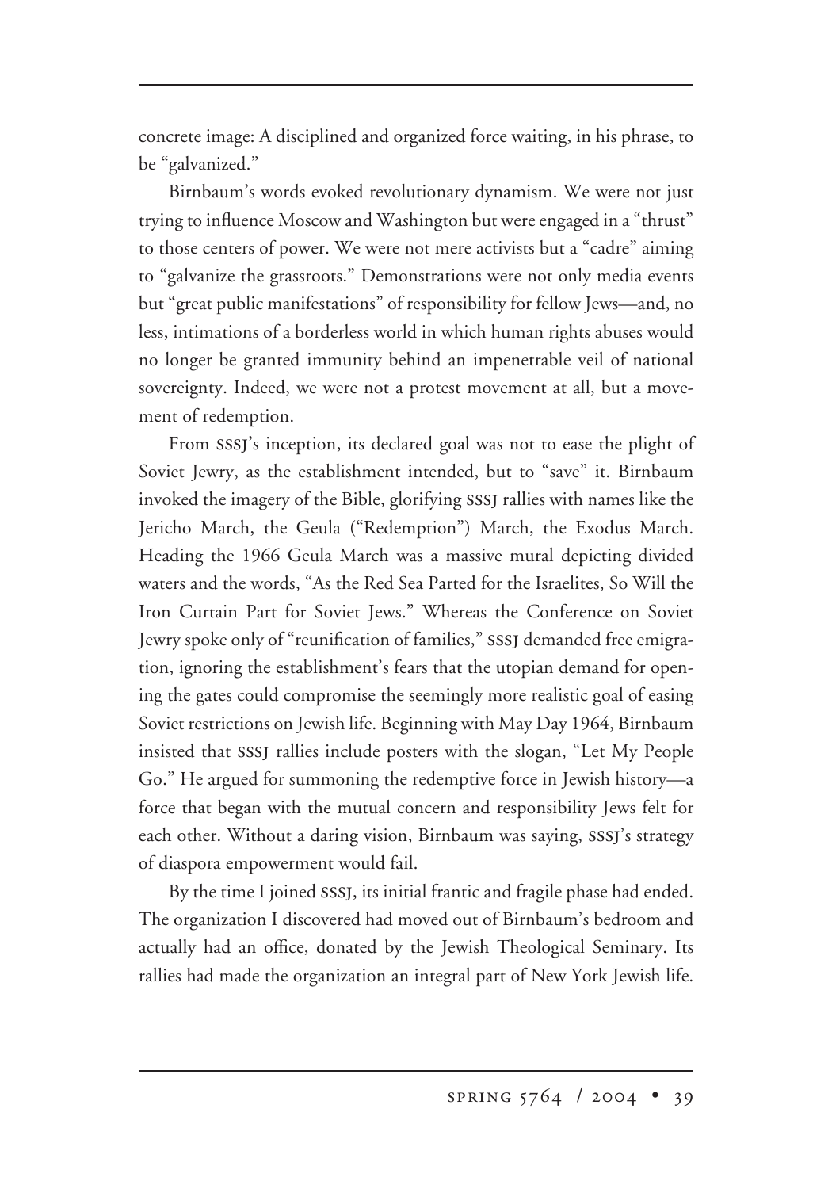concrete image: A disciplined and organized force waiting, in his phrase, to be "galvanized."

Birnbaum's words evoked revolutionary dynamism. We were not just trying to influence Moscow and Washington but were engaged in a "thrust" to those centers of power. We were not mere activists but a "cadre" aiming to "galvanize the grassroots." Demonstrations were not only media events but "great public manifestations" of responsibility for fellow Jews—and, no less, intimations of a borderless world in which human rights abuses would no longer be granted immunity behind an impenetrable veil of national sovereignty. Indeed, we were not a protest movement at all, but a movement of redemption.

From SSSJ's inception, its declared goal was not to ease the plight of Soviet Jewry, as the establishment intended, but to "save" it. Birnbaum invoked the imagery of the Bible, glorifying SSSJ rallies with names like the Jericho March, the Geula ("Redemption") March, the Exodus March. Heading the 1966 Geula March was a massive mural depicting divided waters and the words, "As the Red Sea Parted for the Israelites, So Will the Iron Curtain Part for Soviet Jews." Whereas the Conference on Soviet Jewry spoke only of "reunification of families," SSSJ demanded free emigration, ignoring the establishment's fears that the utopian demand for opening the gates could compromise the seemingly more realistic goal of easing Soviet restrictions on Jewish life. Beginning with May Day 1964, Birnbaum insisted that SSSJ rallies include posters with the slogan, "Let My People Go." He argued for summoning the redemptive force in Jewish history—a force that began with the mutual concern and responsibility Jews felt for each other. Without a daring vision, Birnbaum was saying, SSSJ's strategy of diaspora empowerment would fail.

By the time I joined SSSJ, its initial frantic and fragile phase had ended. The organization I discovered had moved out of Birnbaum's bedroom and actually had an office, donated by the Jewish Theological Seminary. Its rallies had made the organization an integral part of New York Jewish life.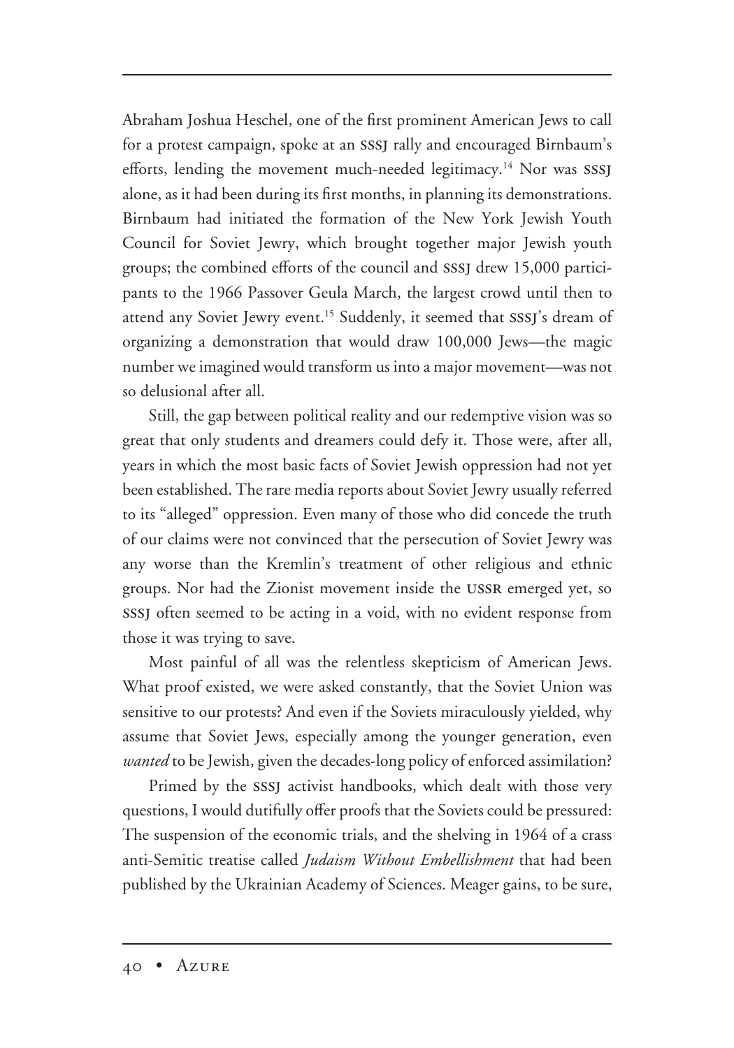Abraham Joshua Heschel, one of the first prominent American Jews to call for a protest campaign, spoke at an SSSJ rally and encouraged Birnbaum's efforts, lending the movement much-needed legitimacy.[14] Nor was SSSJ alone, as it had been during its first months, in planning its demonstrations. Birnbaum had initiated the formation of the New York Jewish Youth Council for Soviet Jewry, which brought together major Jewish youth groups; the combined efforts of the council and SSSJ drew 15,000 participants to the 1966 Passover Geula March, the largest crowd until then to attend any Soviet Jewry event.[15] Suddenly, it seemed that SSSJ's dream of organizing a demonstration that would draw 100,000 Jews—the magic number we imagined would transform us into a major movement—was not so delusional after all.

Still, the gap between political reality and our redemptive vision was so great that only students and dreamers could defy it. Those were, after all, years in which the most basic facts of Soviet Jewish oppression had not yet been established. The rare media reports about Soviet Jewry usually referred to its "alleged" oppression. Even many of those who did concede the truth of our claims were not convinced that the persecution of Soviet Jewry was any worse than the Kremlin's treatment of other religious and ethnic groups. Nor had the Zionist movement inside the USSR emerged yet, so SSSJ often seemed to be acting in a void, with no evident response from those it was trying to save.

Most painful of all was the relentless skepticism of American Jews. What proof existed, we were asked constantly, that the Soviet Union was sensitive to our protests? And even if the Soviets miraculously yielded, why assume that Soviet Jews, especially among the younger generation, even *wanted* to be Jewish, given the decades-long policy of enforced assimilation?

Primed by the SSSJ activist handbooks, which dealt with those very questions, I would dutifully offer proofs that the Soviets could be pressured: The suspension of the economic trials, and the shelving in 1964 of a crass anti-Semitic treatise called *Judaism Without Embellishment* that had been published by the Ukrainian Academy of Sciences. Meager gains, to be sure,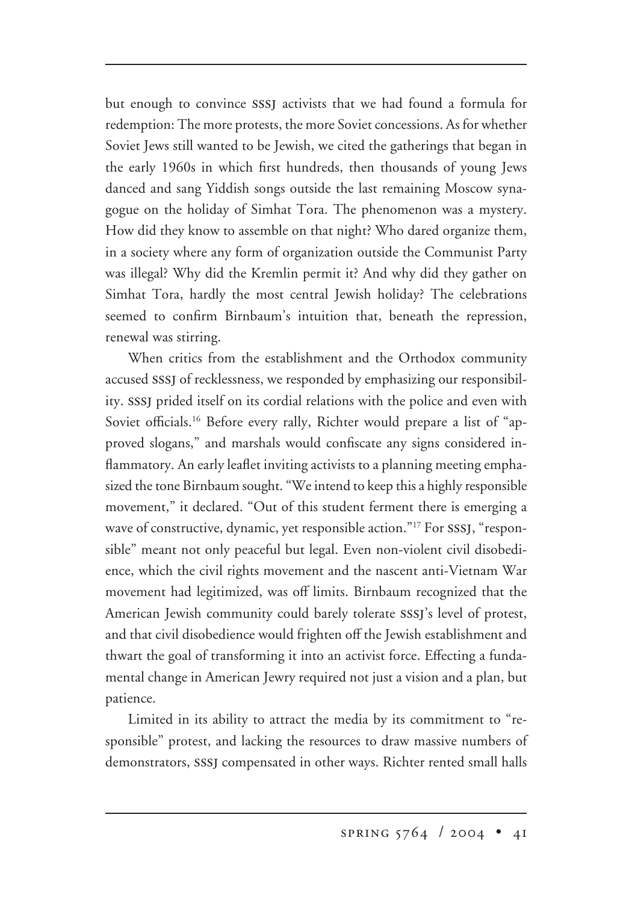but enough to convince SSSJ activists that we had found a formula for redemption: The more protests, the more Soviet concessions. As for whether Soviet Jews still wanted to be Jewish, we cited the gatherings that began in the early 1960s in which first hundreds, then thousands of young Jews danced and sang Yiddish songs outside the last remaining Moscow synagogue on the holiday of Simhat Tora. The phenomenon was a mystery. How did they know to assemble on that night? Who dared organize them, in a society where any form of organization outside the Communist Party was illegal? Why did the Kremlin permit it? And why did they gather on Simhat Tora, hardly the most central Jewish holiday? The celebrations seemed to confirm Birnbaum's intuition that, beneath the repression, renewal was stirring.

When critics from the establishment and the Orthodox community accused SSSJ of recklessness, we responded by emphasizing our responsibility. SSSJ prided itself on its cordial relations with the police and even with Soviet officials.[16] Before every rally, Richter would prepare a list of "approved slogans," and marshals would confiscate any signs considered inflammatory. An early leaflet inviting activists to a planning meeting emphasized the tone Birnbaum sought. "We intend to keep this a highly responsible movement," it declared. "Out of this student ferment there is emerging a wave of constructive, dynamic, yet responsible action."[17] For SSSJ, "responsible" meant not only peaceful but legal. Even non-violent civil disobedience, which the civil rights movement and the nascent anti-Vietnam War movement had legitimized, was off limits. Birnbaum recognized that the American Jewish community could barely tolerate SSSJ's level of protest, and that civil disobedience would frighten off the Jewish establishment and thwart the goal of transforming it into an activist force. Effecting a fundamental change in American Jewry required not just a vision and a plan, but patience.

Limited in its ability to attract the media by its commitment to "responsible" protest, and lacking the resources to draw massive numbers of demonstrators, SSSJ compensated in other ways. Richter rented small halls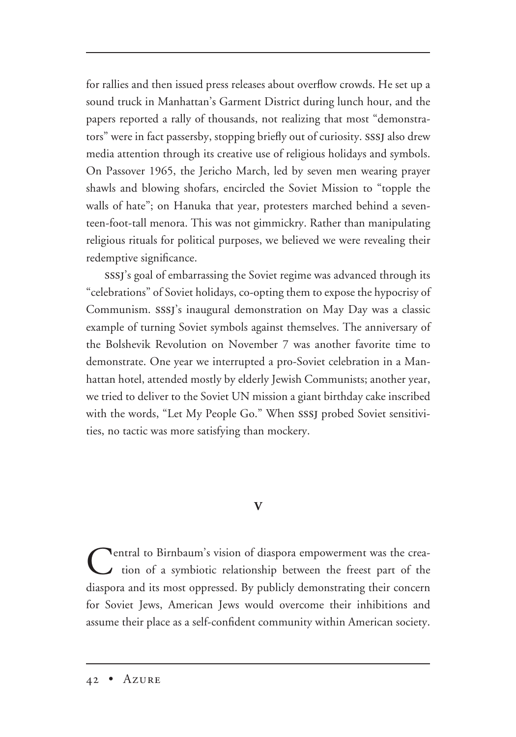for rallies and then issued press releases about overflow crowds. He set up a sound truck in Manhattan's Garment District during lunch hour, and the papers reported a rally of thousands, not realizing that most "demonstrators" were in fact passersby, stopping briefly out of curiosity. SSSJ also drew media attention through its creative use of religious holidays and symbols. On Passover 1965, the Jericho March, led by seven men wearing prayer shawls and blowing shofars, encircled the Soviet Mission to "topple the walls of hate"; on Hanuka that year, protesters marched behind a seventeen-foot-tall menora. This was not gimmickry. Rather than manipulating religious rituals for political purposes, we believed we were revealing their redemptive significance.

SSSJ's goal of embarrassing the Soviet regime was advanced through its "celebrations" of Soviet holidays, co-opting them to expose the hypocrisy of Communism. SSSJ's inaugural demonstration on May Day was a classic example of turning Soviet symbols against themselves. The anniversary of the Bolshevik Revolution on November 7 was another favorite time to demonstrate. One year we interrupted a pro-Soviet celebration in a Manhattan hotel, attended mostly by elderly Jewish Communists; another year, we tried to deliver to the Soviet UN mission a giant birthday cake inscribed with the words, "Let My People Go." When SSSJ probed Soviet sensitivities, no tactic was more satisfying than mockery.

## V

Central to Birnbaum's vision of diaspora empowerment was the creation of a symbiotic relationship between the freest part of the diaspora and its most oppressed. By publicly demonstrating their concern for Soviet Jews, American Jews would overcome their inhibitions and assume their place as a self-confident community within American society.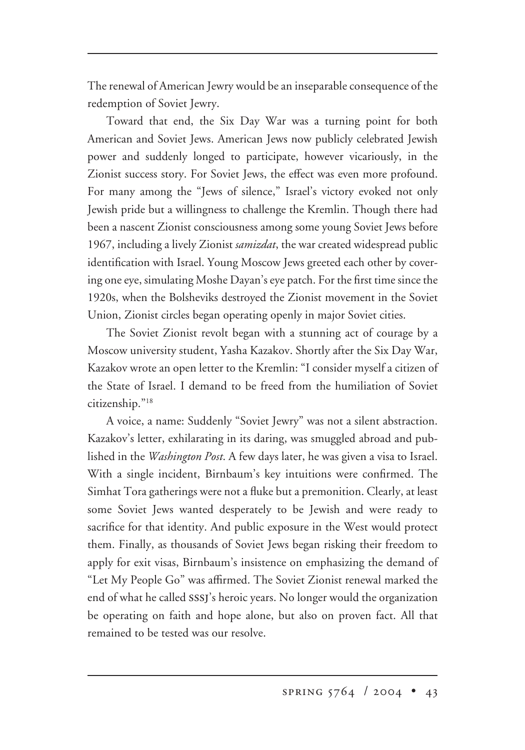The renewal of American Jewry would be an inseparable consequence of the redemption of Soviet Jewry.

Toward that end, the Six Day War was a turning point for both American and Soviet Jews. American Jews now publicly celebrated Jewish power and suddenly longed to participate, however vicariously, in the Zionist success story. For Soviet Jews, the effect was even more profound. For many among the "Jews of silence," Israel's victory evoked not only Jewish pride but a willingness to challenge the Kremlin. Though there had been a nascent Zionist consciousness among some young Soviet Jews before 1967, including a lively Zionist *samizdat*, the war created widespread public identification with Israel. Young Moscow Jews greeted each other by covering one eye, simulating Moshe Dayan's eye patch. For the first time since the 1920s, when the Bolsheviks destroyed the Zionist movement in the Soviet Union, Zionist circles began operating openly in major Soviet cities.

The Soviet Zionist revolt began with a stunning act of courage by a Moscow university student, Yasha Kazakov. Shortly after the Six Day War, Kazakov wrote an open letter to the Kremlin: "I consider myself a citizen of the State of Israel. I demand to be freed from the humiliation of Soviet citizenship."[18]

A voice, a name: Suddenly "Soviet Jewry" was not a silent abstraction. Kazakov's letter, exhilarating in its daring, was smuggled abroad and published in the *Washington Post*. A few days later, he was given a visa to Israel. With a single incident, Birnbaum's key intuitions were confirmed. The Simhat Tora gatherings were not a fluke but a premonition. Clearly, at least some Soviet Jews wanted desperately to be Jewish and were ready to sacrifice for that identity. And public exposure in the West would protect them. Finally, as thousands of Soviet Jews began risking their freedom to apply for exit visas, Birnbaum's insistence on emphasizing the demand of "Let My People Go" was affirmed. The Soviet Zionist renewal marked the end of what he called SSSJ's heroic years. No longer would the organization be operating on faith and hope alone, but also on proven fact. All that remained to be tested was our resolve.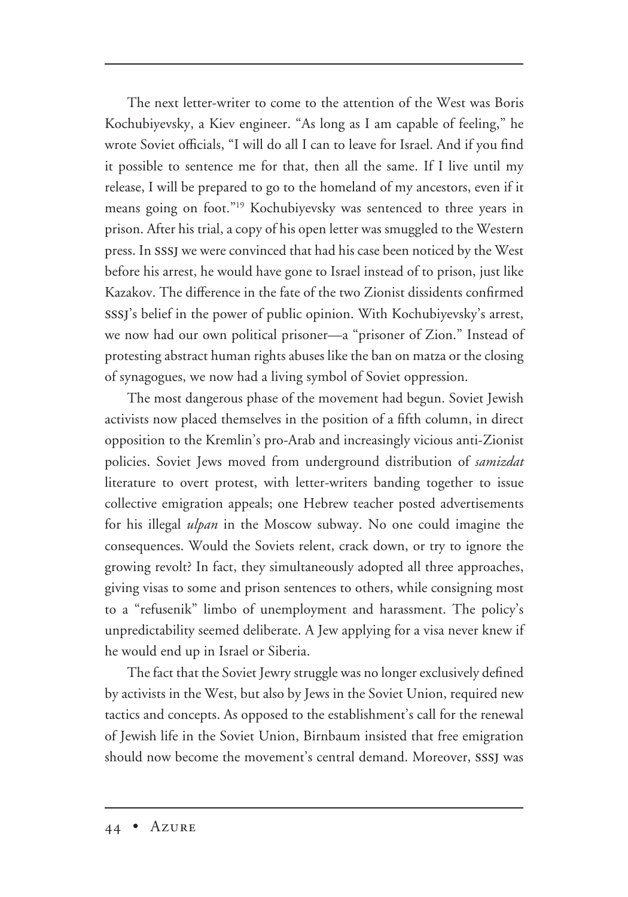The next letter-writer to come to the attention of the West was Boris Kochubiyevsky, a Kiev engineer. "As long as I am capable of feeling," he wrote Soviet officials, "I will do all I can to leave for Israel. And if you find it possible to sentence me for that, then all the same. If I live until my release, I will be prepared to go to the homeland of my ancestors, even if it means going on foot."[19] Kochubiyevsky was sentenced to three years in prison. After his trial, a copy of his open letter was smuggled to the Western press. In SSSJ we were convinced that had his case been noticed by the West before his arrest, he would have gone to Israel instead of to prison, just like Kazakov. The difference in the fate of the two Zionist dissidents confirmed SSSJ's belief in the power of public opinion. With Kochubiyevsky's arrest, we now had our own political prisoner—a "prisoner of Zion." Instead of protesting abstract human rights abuses like the ban on matza or the closing of synagogues, we now had a living symbol of Soviet oppression.

The most dangerous phase of the movement had begun. Soviet Jewish activists now placed themselves in the position of a fifth column, in direct opposition to the Kremlin's pro-Arab and increasingly vicious anti-Zionist policies. Soviet Jews moved from underground distribution of *samizdat* literature to overt protest, with letter-writers banding together to issue collective emigration appeals; one Hebrew teacher posted advertisements for his illegal *ulpan* in the Moscow subway. No one could imagine the consequences. Would the Soviets relent, crack down, or try to ignore the growing revolt? In fact, they simultaneously adopted all three approaches, giving visas to some and prison sentences to others, while consigning most to a "refusenik" limbo of unemployment and harassment. The policy's unpredictability seemed deliberate. A Jew applying for a visa never knew if he would end up in Israel or Siberia.

The fact that the Soviet Jewry struggle was no longer exclusively defined by activists in the West, but also by Jews in the Soviet Union, required new tactics and concepts. As opposed to the establishment's call for the renewal of Jewish life in the Soviet Union, Birnbaum insisted that free emigration should now become the movement's central demand. Moreover, SSSJ was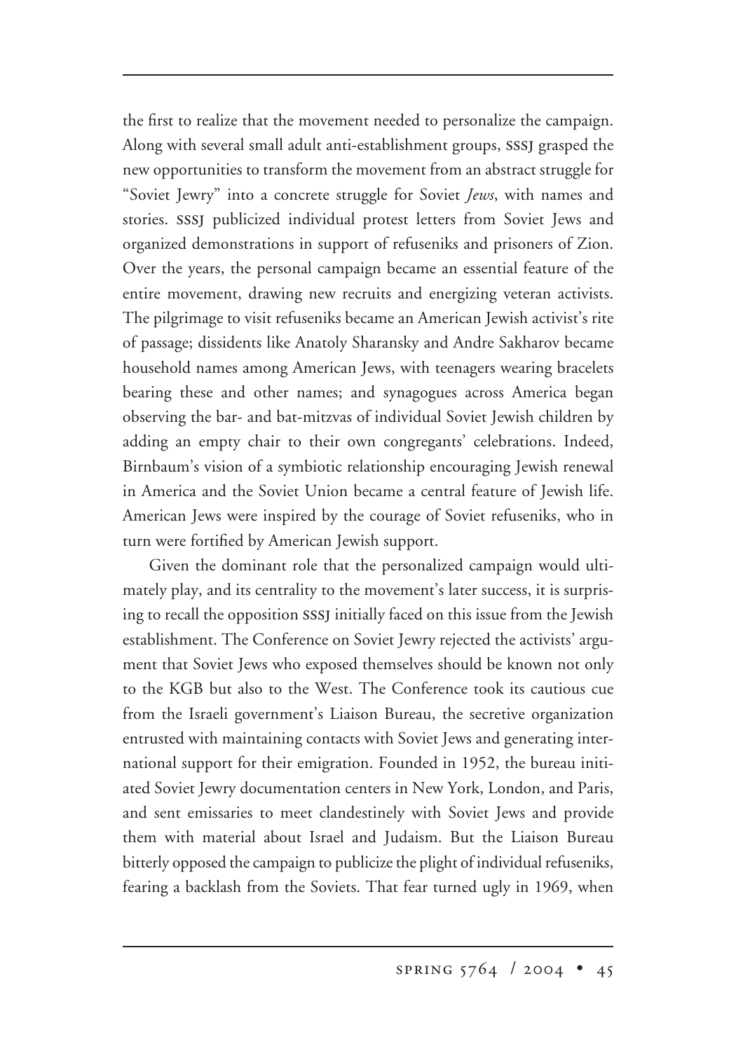the first to realize that the movement needed to personalize the campaign. Along with several small adult anti-establishment groups, SSSJ grasped the new opportunities to transform the movement from an abstract struggle for "Soviet Jewry" into a concrete struggle for Soviet *Jews*, with names and stories. SSSJ publicized individual protest letters from Soviet Jews and organized demonstrations in support of refuseniks and prisoners of Zion. Over the years, the personal campaign became an essential feature of the entire movement, drawing new recruits and energizing veteran activists. The pilgrimage to visit refuseniks became an American Jewish activist's rite of passage; dissidents like Anatoly Sharansky and Andre Sakharov became household names among American Jews, with teenagers wearing bracelets bearing these and other names; and synagogues across America began observing the bar- and bat-mitzvas of individual Soviet Jewish children by adding an empty chair to their own congregants' celebrations. Indeed, Birnbaum's vision of a symbiotic relationship encouraging Jewish renewal in America and the Soviet Union became a central feature of Jewish life. American Jews were inspired by the courage of Soviet refuseniks, who in turn were fortified by American Jewish support.

Given the dominant role that the personalized campaign would ultimately play, and its centrality to the movement's later success, it is surprising to recall the opposition SSSJ initially faced on this issue from the Jewish establishment. The Conference on Soviet Jewry rejected the activists' argument that Soviet Jews who exposed themselves should be known not only to the KGB but also to the West. The Conference took its cautious cue from the Israeli government's Liaison Bureau, the secretive organization entrusted with maintaining contacts with Soviet Jews and generating international support for their emigration. Founded in 1952, the bureau initiated Soviet Jewry documentation centers in New York, London, and Paris, and sent emissaries to meet clandestinely with Soviet Jews and provide them with material about Israel and Judaism. But the Liaison Bureau bitterly opposed the campaign to publicize the plight of individual refuseniks, fearing a backlash from the Soviets. That fear turned ugly in 1969, when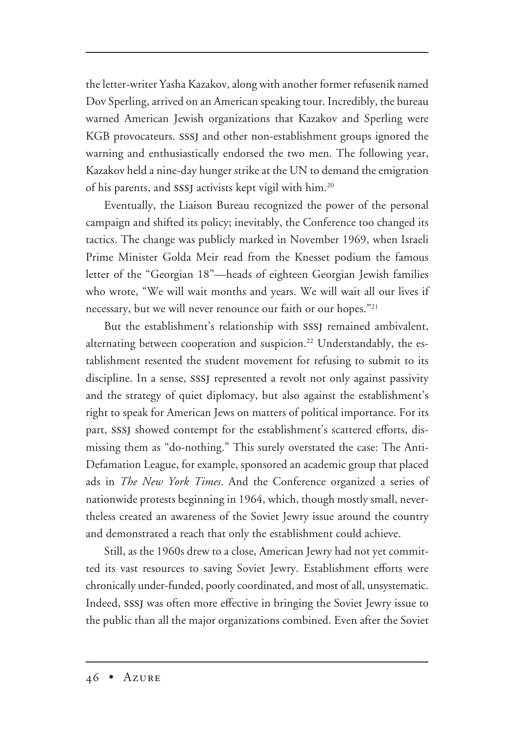the letter-writer Yasha Kazakov, along with another former refusenik named Dov Sperling, arrived on an American speaking tour. Incredibly, the bureau warned American Jewish organizations that Kazakov and Sperling were KGB provocateurs. SSSJ and other non-establishment groups ignored the warning and enthusiastically endorsed the two men. The following year, Kazakov held a nine-day hunger strike at the UN to demand the emigration of his parents, and SSSJ activists kept vigil with him.[20]

Eventually, the Liaison Bureau recognized the power of the personal campaign and shifted its policy; inevitably, the Conference too changed its tactics. The change was publicly marked in November 1969, when Israeli Prime Minister Golda Meir read from the Knesset podium the famous letter of the "Georgian 18"—heads of eighteen Georgian Jewish families who wrote, "We will wait months and years. We will wait all our lives if necessary, but we will never renounce our faith or our hopes."[21]

But the establishment's relationship with SSSJ remained ambivalent, alternating between cooperation and suspicion.[22] Understandably, the establishment resented the student movement for refusing to submit to its discipline. In a sense, SSSJ represented a revolt not only against passivity and the strategy of quiet diplomacy, but also against the establishment's right to speak for American Jews on matters of political importance. For its part, SSSJ showed contempt for the establishment's scattered efforts, dismissing them as "do-nothing." This surely overstated the case: The Anti-Defamation League, for example, sponsored an academic group that placed ads in *The New York Times*. And the Conference organized a series of nationwide protests beginning in 1964, which, though mostly small, nevertheless created an awareness of the Soviet Jewry issue around the country and demonstrated a reach that only the establishment could achieve.

Still, as the 1960s drew to a close, American Jewry had not yet committed its vast resources to saving Soviet Jewry. Establishment efforts were chronically under-funded, poorly coordinated, and most of all, unsystematic. Indeed, SSSJ was often more effective in bringing the Soviet Jewry issue to the public than all the major organizations combined. Even after the Soviet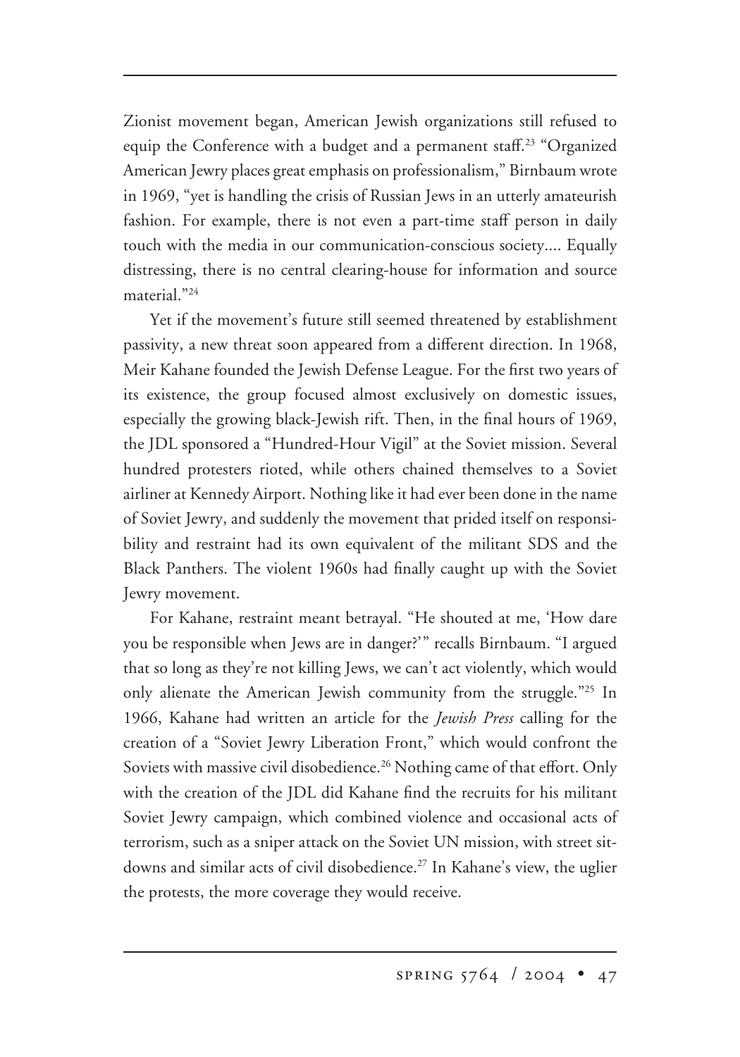Zionist movement began, American Jewish organizations still refused to equip the Conference with a budget and a permanent staff.[23] "Organized American Jewry places great emphasis on professionalism," Birnbaum wrote in 1969, "yet is handling the crisis of Russian Jews in an utterly amateurish fashion. For example, there is not even a part-time staff person in daily touch with the media in our communication-conscious society.... Equally distressing, there is no central clearing-house for information and source material."[24]

Yet if the movement's future still seemed threatened by establishment passivity, a new threat soon appeared from a different direction. In 1968, Meir Kahane founded the Jewish Defense League. For the first two years of its existence, the group focused almost exclusively on domestic issues, especially the growing black-Jewish rift. Then, in the final hours of 1969, the JDL sponsored a "Hundred-Hour Vigil" at the Soviet mission. Several hundred protesters rioted, while others chained themselves to a Soviet airliner at Kennedy Airport. Nothing like it had ever been done in the name of Soviet Jewry, and suddenly the movement that prided itself on responsibility and restraint had its own equivalent of the militant SDS and the Black Panthers. The violent 1960s had finally caught up with the Soviet Jewry movement.

For Kahane, restraint meant betrayal. "He shouted at me, 'How dare you be responsible when Jews are in danger?'" recalls Birnbaum. "I argued that so long as they're not killing Jews, we can't act violently, which would only alienate the American Jewish community from the struggle."[25] In 1966, Kahane had written an article for the *Jewish Press* calling for the creation of a "Soviet Jewry Liberation Front," which would confront the Soviets with massive civil disobedience.[26] Nothing came of that effort. Only with the creation of the JDL did Kahane find the recruits for his militant Soviet Jewry campaign, which combined violence and occasional acts of terrorism, such as a sniper attack on the Soviet UN mission, with street sit-downs and similar acts of civil disobedience.[27] In Kahane's view, the uglier the protests, the more coverage they would receive.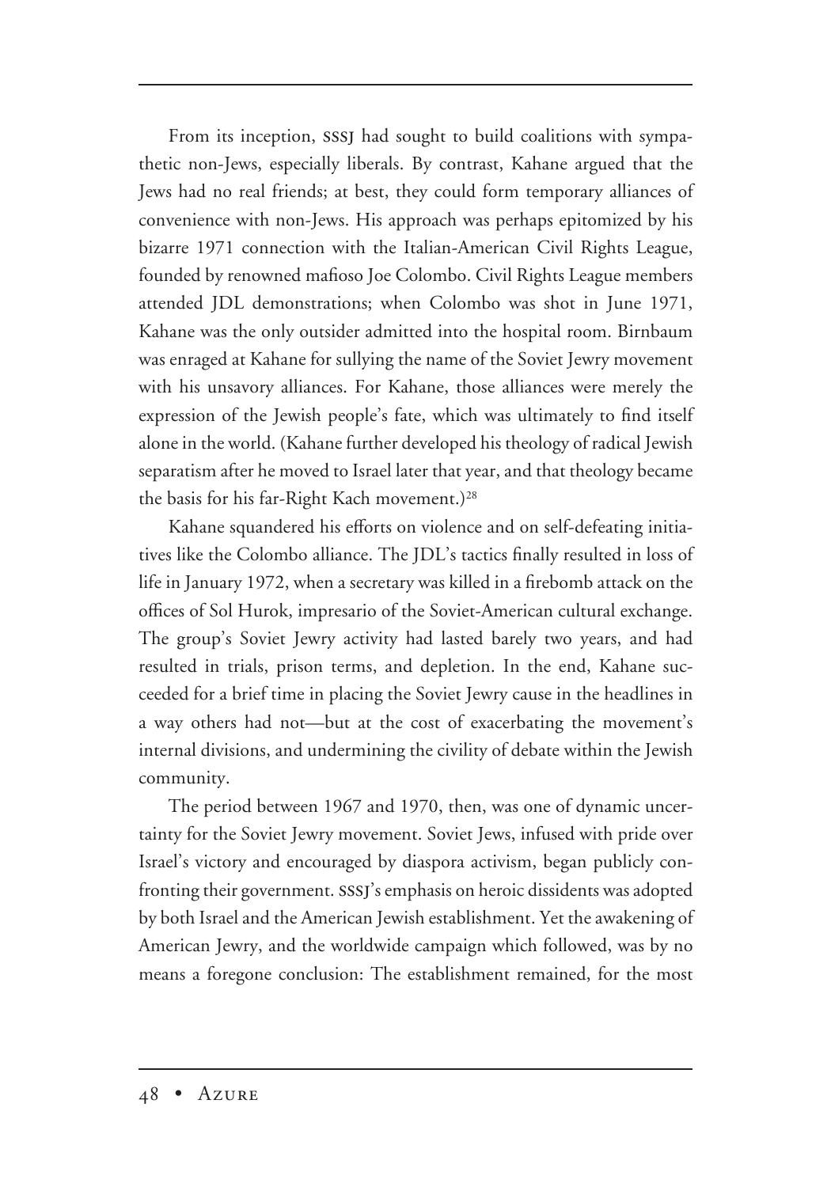From its inception, SSSJ had sought to build coalitions with sympathetic non-Jews, especially liberals. By contrast, Kahane argued that the Jews had no real friends; at best, they could form temporary alliances of convenience with non-Jews. His approach was perhaps epitomized by his bizarre 1971 connection with the Italian-American Civil Rights League, founded by renowned mafioso Joe Colombo. Civil Rights League members attended JDL demonstrations; when Colombo was shot in June 1971, Kahane was the only outsider admitted into the hospital room. Birnbaum was enraged at Kahane for sullying the name of the Soviet Jewry movement with his unsavory alliances. For Kahane, those alliances were merely the expression of the Jewish people's fate, which was ultimately to find itself alone in the world. (Kahane further developed his theology of radical Jewish separatism after he moved to Israel later that year, and that theology became the basis for his far-Right Kach movement.)[28]

Kahane squandered his efforts on violence and on self-defeating initiatives like the Colombo alliance. The JDL's tactics finally resulted in loss of life in January 1972, when a secretary was killed in a firebomb attack on the offices of Sol Hurok, impresario of the Soviet-American cultural exchange. The group's Soviet Jewry activity had lasted barely two years, and had resulted in trials, prison terms, and depletion. In the end, Kahane succeeded for a brief time in placing the Soviet Jewry cause in the headlines in a way others had not—but at the cost of exacerbating the movement's internal divisions, and undermining the civility of debate within the Jewish community.

The period between 1967 and 1970, then, was one of dynamic uncertainty for the Soviet Jewry movement. Soviet Jews, infused with pride over Israel's victory and encouraged by diaspora activism, began publicly confronting their government. SSSJ's emphasis on heroic dissidents was adopted by both Israel and the American Jewish establishment. Yet the awakening of American Jewry, and the worldwide campaign which followed, was by no means a foregone conclusion: The establishment remained, for the most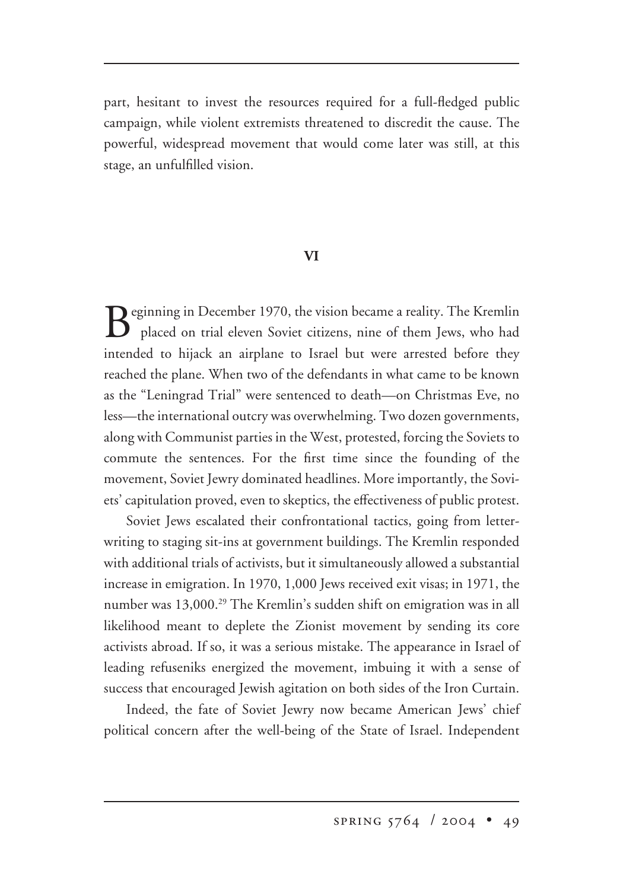part, hesitant to invest the resources required for a full-fledged public campaign, while violent extremists threatened to discredit the cause. The powerful, widespread movement that would come later was still, at this stage, an unfulfilled vision.

## VI

Beginning in December 1970, the vision became a reality. The Kremlin placed on trial eleven Soviet citizens, nine of them Jews, who had intended to hijack an airplane to Israel but were arrested before they reached the plane. When two of the defendants in what came to be known as the "Leningrad Trial" were sentenced to death—on Christmas Eve, no less—the international outcry was overwhelming. Two dozen governments, along with Communist parties in the West, protested, forcing the Soviets to commute the sentences. For the first time since the founding of the movement, Soviet Jewry dominated headlines. More importantly, the Soviets' capitulation proved, even to skeptics, the effectiveness of public protest.

Soviet Jews escalated their confrontational tactics, going from letter-writing to staging sit-ins at government buildings. The Kremlin responded with additional trials of activists, but it simultaneously allowed a substantial increase in emigration. In 1970, 1,000 Jews received exit visas; in 1971, the number was 13,000.[29] The Kremlin's sudden shift on emigration was in all likelihood meant to deplete the Zionist movement by sending its core activists abroad. If so, it was a serious mistake. The appearance in Israel of leading refuseniks energized the movement, imbuing it with a sense of success that encouraged Jewish agitation on both sides of the Iron Curtain.

Indeed, the fate of Soviet Jewry now became American Jews' chief political concern after the well-being of the State of Israel. Independent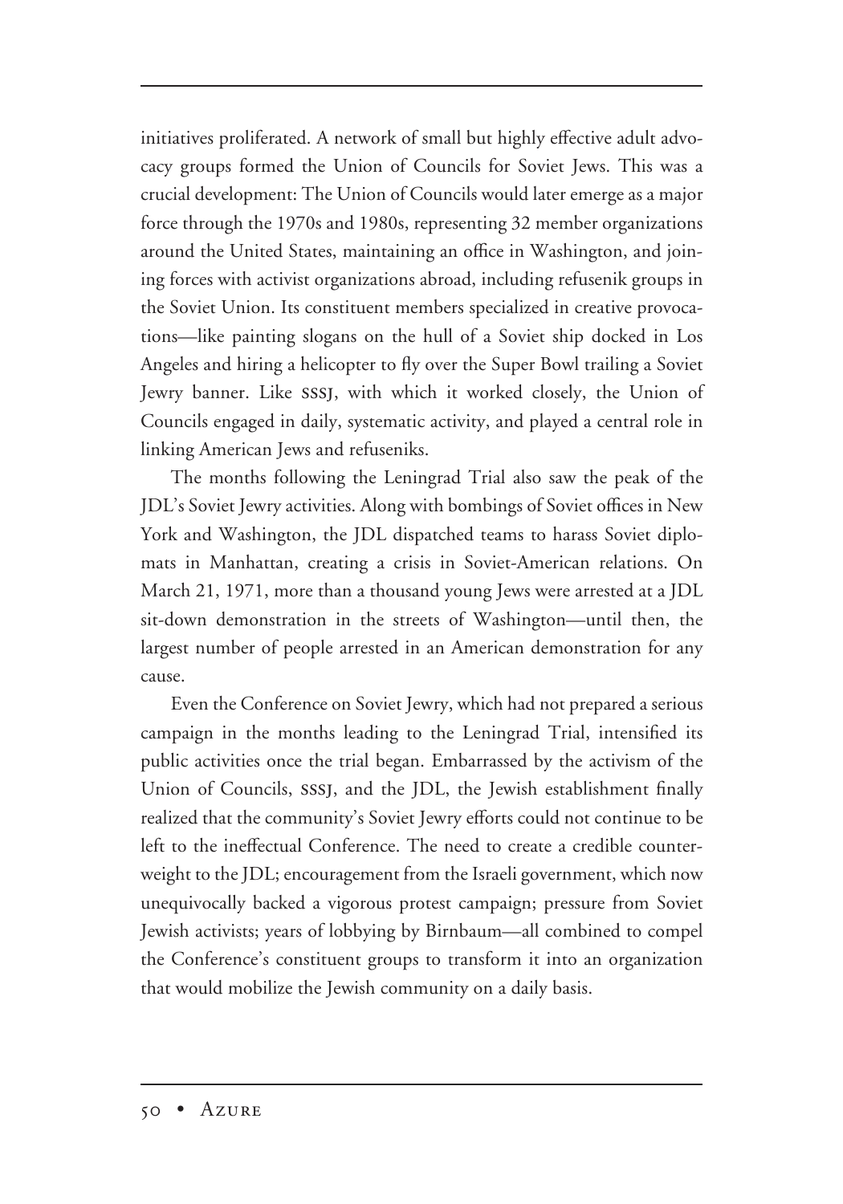initiatives proliferated. A network of small but highly effective adult advocacy groups formed the Union of Councils for Soviet Jews. This was a crucial development: The Union of Councils would later emerge as a major force through the 1970s and 1980s, representing 32 member organizations around the United States, maintaining an office in Washington, and joining forces with activist organizations abroad, including refusenik groups in the Soviet Union. Its constituent members specialized in creative provocations—like painting slogans on the hull of a Soviet ship docked in Los Angeles and hiring a helicopter to fly over the Super Bowl trailing a Soviet Jewry banner. Like SSSJ, with which it worked closely, the Union of Councils engaged in daily, systematic activity, and played a central role in linking American Jews and refuseniks.

The months following the Leningrad Trial also saw the peak of the JDL's Soviet Jewry activities. Along with bombings of Soviet offices in New York and Washington, the JDL dispatched teams to harass Soviet diplomats in Manhattan, creating a crisis in Soviet-American relations. On March 21, 1971, more than a thousand young Jews were arrested at a JDL sit-down demonstration in the streets of Washington—until then, the largest number of people arrested in an American demonstration for any cause.

Even the Conference on Soviet Jewry, which had not prepared a serious campaign in the months leading to the Leningrad Trial, intensified its public activities once the trial began. Embarrassed by the activism of the Union of Councils, SSSJ, and the JDL, the Jewish establishment finally realized that the community's Soviet Jewry efforts could not continue to be left to the ineffectual Conference. The need to create a credible counterweight to the JDL; encouragement from the Israeli government, which now unequivocally backed a vigorous protest campaign; pressure from Soviet Jewish activists; years of lobbying by Birnbaum—all combined to compel the Conference's constituent groups to transform it into an organization that would mobilize the Jewish community on a daily basis.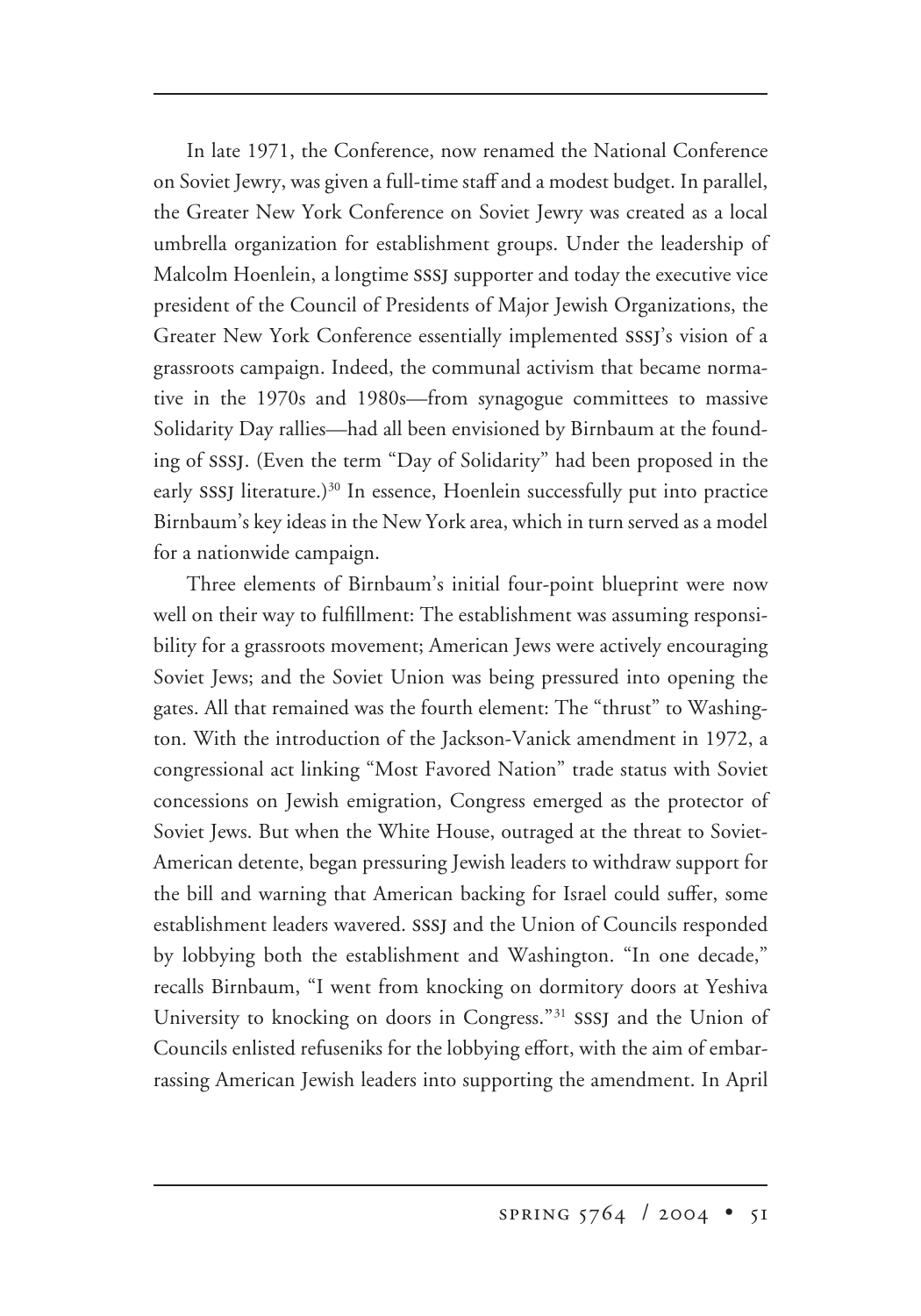In late 1971, the Conference, now renamed the National Conference on Soviet Jewry, was given a full-time staff and a modest budget. In parallel, the Greater New York Conference on Soviet Jewry was created as a local umbrella organization for establishment groups. Under the leadership of Malcolm Hoenlein, a longtime SSSJ supporter and today the executive vice president of the Council of Presidents of Major Jewish Organizations, the Greater New York Conference essentially implemented SSSJ's vision of a grassroots campaign. Indeed, the communal activism that became normative in the 1970s and 1980s—from synagogue committees to massive Solidarity Day rallies—had all been envisioned by Birnbaum at the founding of SSSJ. (Even the term "Day of Solidarity" had been proposed in the early SSSJ literature.)[30] In essence, Hoenlein successfully put into practice Birnbaum's key ideas in the New York area, which in turn served as a model for a nationwide campaign.

Three elements of Birnbaum's initial four-point blueprint were now well on their way to fulfillment: The establishment was assuming responsibility for a grassroots movement; American Jews were actively encouraging Soviet Jews; and the Soviet Union was being pressured into opening the gates. All that remained was the fourth element: The "thrust" to Washington. With the introduction of the Jackson-Vanick amendment in 1972, a congressional act linking "Most Favored Nation" trade status with Soviet concessions on Jewish emigration, Congress emerged as the protector of Soviet Jews. But when the White House, outraged at the threat to Soviet-American detente, began pressuring Jewish leaders to withdraw support for the bill and warning that American backing for Israel could suffer, some establishment leaders wavered. SSSJ and the Union of Councils responded by lobbying both the establishment and Washington. "In one decade," recalls Birnbaum, "I went from knocking on dormitory doors at Yeshiva University to knocking on doors in Congress."[31] SSSJ and the Union of Councils enlisted refuseniks for the lobbying effort, with the aim of embarrassing American Jewish leaders into supporting the amendment. In April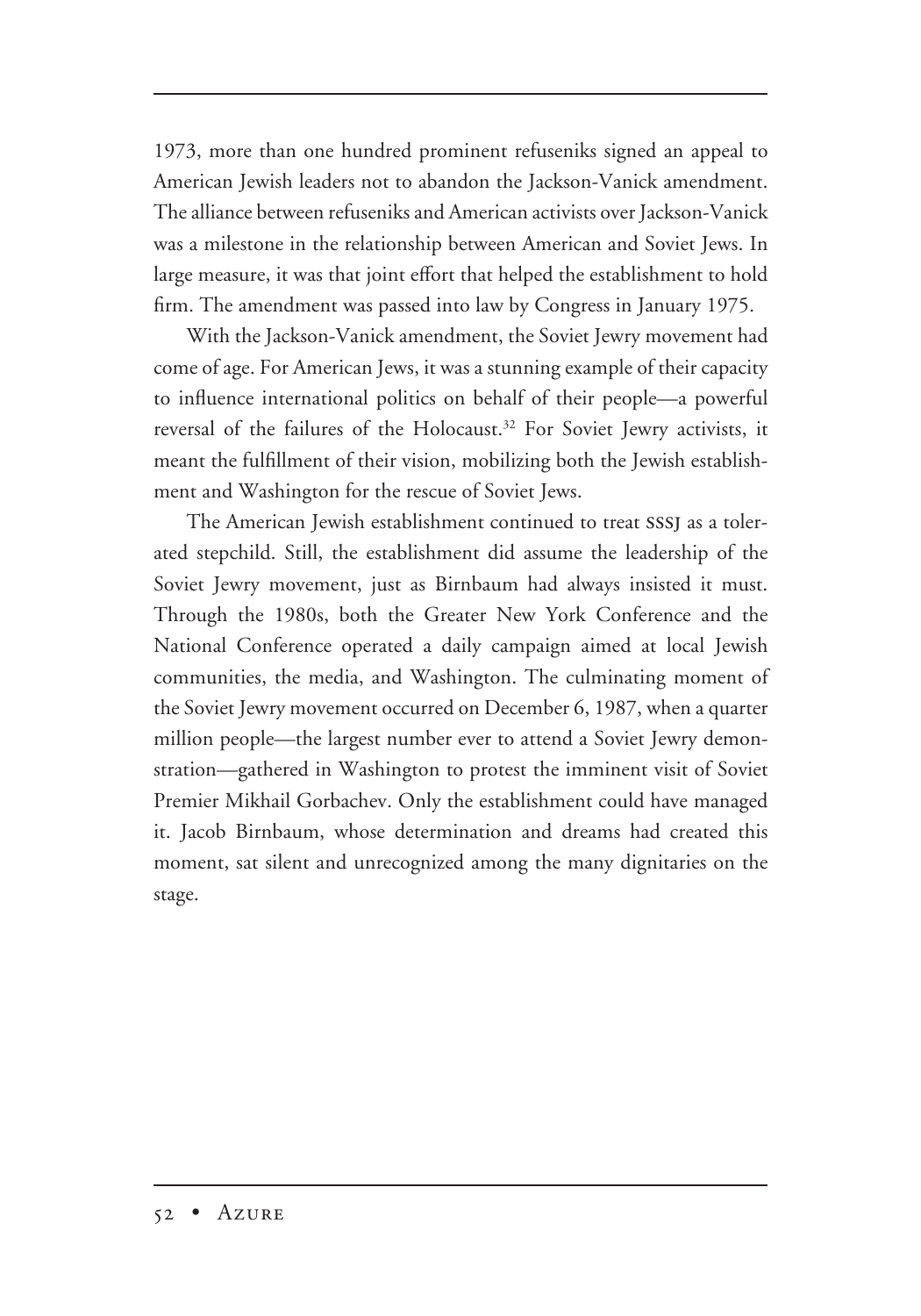1973, more than one hundred prominent refuseniks signed an appeal to American Jewish leaders not to abandon the Jackson-Vanick amendment. The alliance between refuseniks and American activists over Jackson-Vanick was a milestone in the relationship between American and Soviet Jews. In large measure, it was that joint effort that helped the establishment to hold firm. The amendment was passed into law by Congress in January 1975.

With the Jackson-Vanick amendment, the Soviet Jewry movement had come of age. For American Jews, it was a stunning example of their capacity to influence international politics on behalf of their people—a powerful reversal of the failures of the Holocaust.[32] For Soviet Jewry activists, it meant the fulfillment of their vision, mobilizing both the Jewish establishment and Washington for the rescue of Soviet Jews.

The American Jewish establishment continued to treat SSSJ as a tolerated stepchild. Still, the establishment did assume the leadership of the Soviet Jewry movement, just as Birnbaum had always insisted it must. Through the 1980s, both the Greater New York Conference and the National Conference operated a daily campaign aimed at local Jewish communities, the media, and Washington. The culminating moment of the Soviet Jewry movement occurred on December 6, 1987, when a quarter million people—the largest number ever to attend a Soviet Jewry demonstration—gathered in Washington to protest the imminent visit of Soviet Premier Mikhail Gorbachev. Only the establishment could have managed it. Jacob Birnbaum, whose determination and dreams had created this moment, sat silent and unrecognized among the many dignitaries on the stage.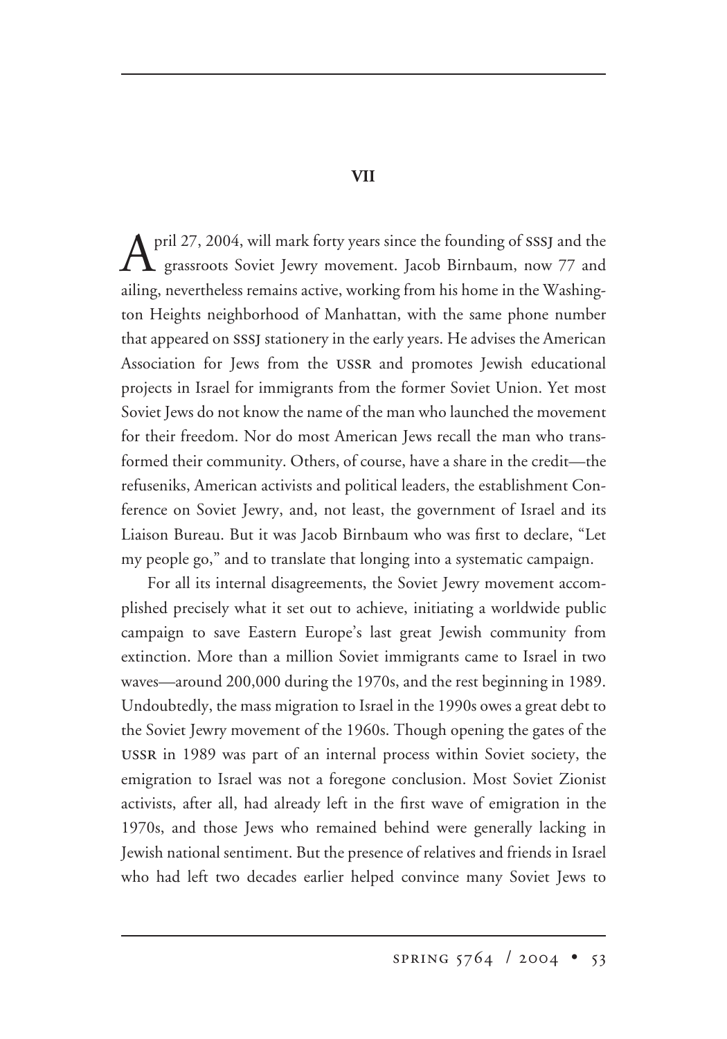## VII

April 27, 2004, will mark forty years since the founding of SSSJ and the grassroots Soviet Jewry movement. Jacob Birnbaum, now 77 and ailing, nevertheless remains active, working from his home in the Washington Heights neighborhood of Manhattan, with the same phone number that appeared on SSSJ stationery in the early years. He advises the American Association for Jews from the USSR and promotes Jewish educational projects in Israel for immigrants from the former Soviet Union. Yet most Soviet Jews do not know the name of the man who launched the movement for their freedom. Nor do most American Jews recall the man who transformed their community. Others, of course, have a share in the credit—the refuseniks, American activists and political leaders, the establishment Conference on Soviet Jewry, and, not least, the government of Israel and its Liaison Bureau. But it was Jacob Birnbaum who was first to declare, "Let my people go," and to translate that longing into a systematic campaign.

For all its internal disagreements, the Soviet Jewry movement accomplished precisely what it set out to achieve, initiating a worldwide public campaign to save Eastern Europe's last great Jewish community from extinction. More than a million Soviet immigrants came to Israel in two waves—around 200,000 during the 1970s, and the rest beginning in 1989. Undoubtedly, the mass migration to Israel in the 1990s owes a great debt to the Soviet Jewry movement of the 1960s. Though opening the gates of the USSR in 1989 was part of an internal process within Soviet society, the emigration to Israel was not a foregone conclusion. Most Soviet Zionist activists, after all, had already left in the first wave of emigration in the 1970s, and those Jews who remained behind were generally lacking in Jewish national sentiment. But the presence of relatives and friends in Israel who had left two decades earlier helped convince many Soviet Jews to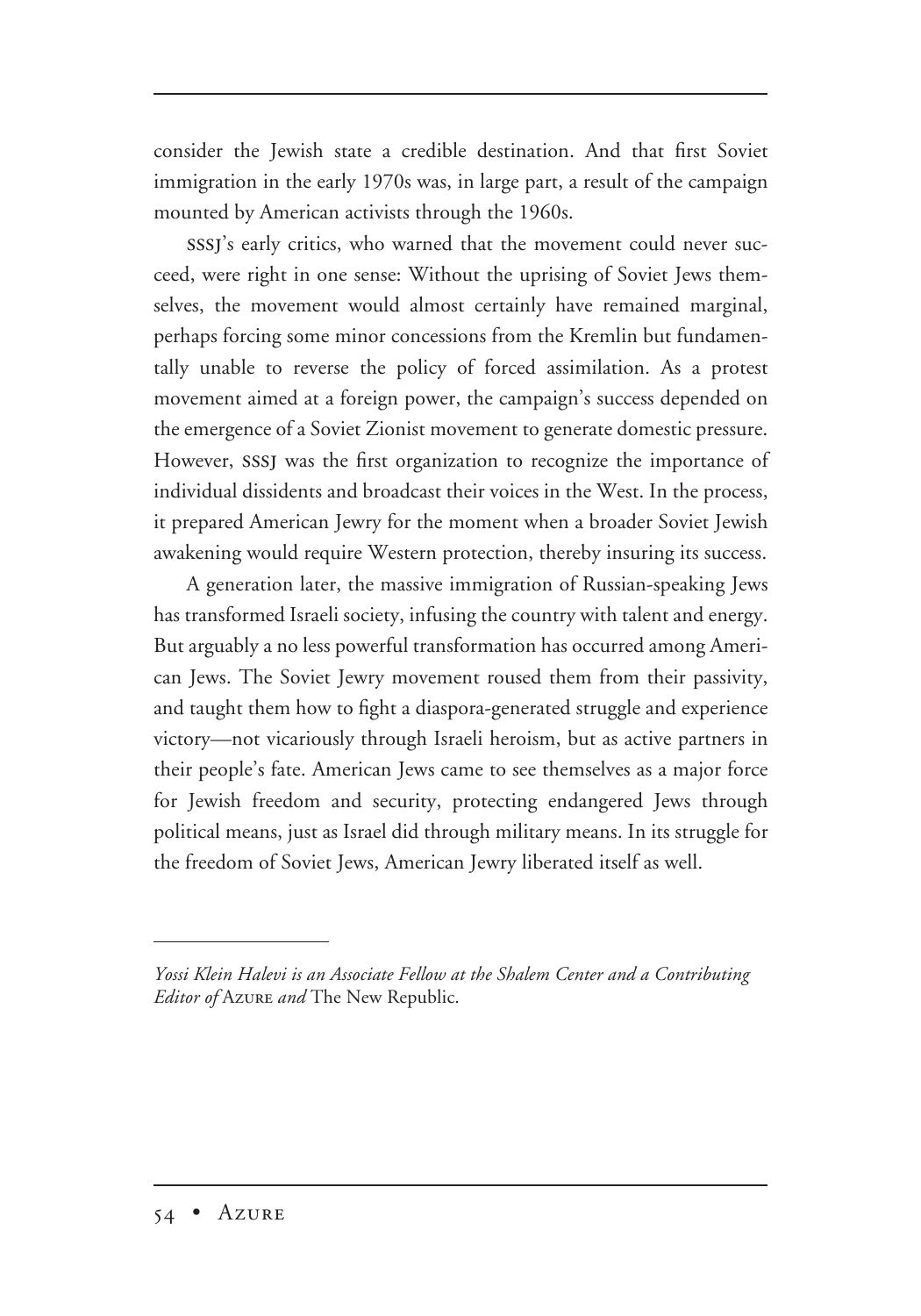consider the Jewish state a credible destination. And that first Soviet immigration in the early 1970s was, in large part, a result of the campaign mounted by American activists through the 1960s.

SSSJ's early critics, who warned that the movement could never succeed, were right in one sense: Without the uprising of Soviet Jews themselves, the movement would almost certainly have remained marginal, perhaps forcing some minor concessions from the Kremlin but fundamentally unable to reverse the policy of forced assimilation. As a protest movement aimed at a foreign power, the campaign's success depended on the emergence of a Soviet Zionist movement to generate domestic pressure. However, SSSJ was the first organization to recognize the importance of individual dissidents and broadcast their voices in the West. In the process, it prepared American Jewry for the moment when a broader Soviet Jewish awakening would require Western protection, thereby insuring its success.

A generation later, the massive immigration of Russian-speaking Jews has transformed Israeli society, infusing the country with talent and energy. But arguably a no less powerful transformation has occurred among American Jews. The Soviet Jewry movement roused them from their passivity, and taught them how to fight a diaspora-generated struggle and experience victory—not vicariously through Israeli heroism, but as active partners in their people's fate. American Jews came to see themselves as a major force for Jewish freedom and security, protecting endangered Jews through political means, just as Israel did through military means. In its struggle for the freedom of Soviet Jews, American Jewry liberated itself as well.

---

*Yossi Klein Halevi is an Associate Fellow at the Shalem Center and a Contributing Editor of* Azure *and* The New Republic.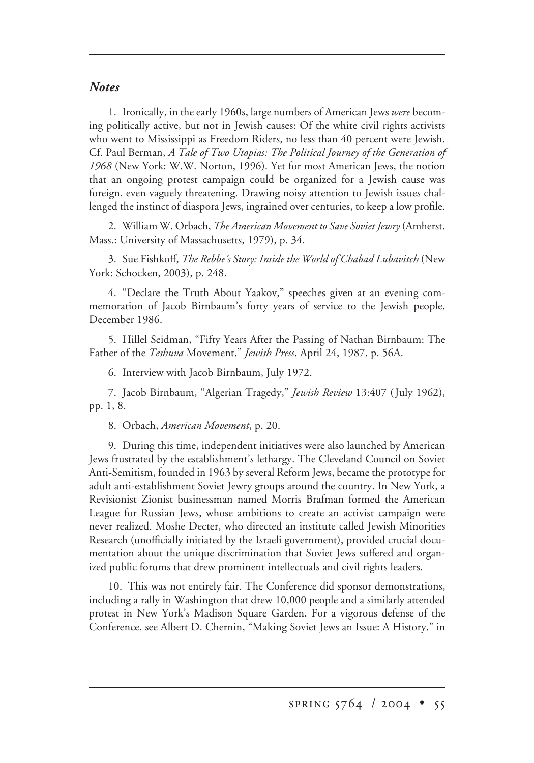## *Notes*

1. Ironically, in the early 1960s, large numbers of American Jews *were* becoming politically active, but not in Jewish causes: Of the white civil rights activists who went to Mississippi as Freedom Riders, no less than 40 percent were Jewish. Cf. Paul Berman, *A Tale of Two Utopias: The Political Journey of the Generation of 1968* (New York: W.W. Norton, 1996). Yet for most American Jews, the notion that an ongoing protest campaign could be organized for a Jewish cause was foreign, even vaguely threatening. Drawing noisy attention to Jewish issues challenged the instinct of diaspora Jews, ingrained over centuries, to keep a low profile.

2. William W. Orbach, *The American Movement to Save Soviet Jewry* (Amherst, Mass.: University of Massachusetts, 1979), p. 34.

3. Sue Fishkoff, *The Rebbe's Story: Inside the World of Chabad Lubavitch* (New York: Schocken, 2003), p. 248.

4. "Declare the Truth About Yaakov," speeches given at an evening commemoration of Jacob Birnbaum's forty years of service to the Jewish people, December 1986.

5. Hillel Seidman, "Fifty Years After the Passing of Nathan Birnbaum: The Father of the *Teshuva* Movement," *Jewish Press*, April 24, 1987, p. 56A.

6. Interview with Jacob Birnbaum, July 1972.

7. Jacob Birnbaum, "Algerian Tragedy," *Jewish Review* 13:407 (July 1962), pp. 1, 8.

8. Orbach, *American Movement*, p. 20.

9. During this time, independent initiatives were also launched by American Jews frustrated by the establishment's lethargy. The Cleveland Council on Soviet Anti-Semitism, founded in 1963 by several Reform Jews, became the prototype for adult anti-establishment Soviet Jewry groups around the country. In New York, a Revisionist Zionist businessman named Morris Brafman formed the American League for Russian Jews, whose ambitions to create an activist campaign were never realized. Moshe Decter, who directed an institute called Jewish Minorities Research (unofficially initiated by the Israeli government), provided crucial documentation about the unique discrimination that Soviet Jews suffered and organized public forums that drew prominent intellectuals and civil rights leaders.

10. This was not entirely fair. The Conference did sponsor demonstrations, including a rally in Washington that drew 10,000 people and a similarly attended protest in New York's Madison Square Garden. For a vigorous defense of the Conference, see Albert D. Chernin, "Making Soviet Jews an Issue: A History," in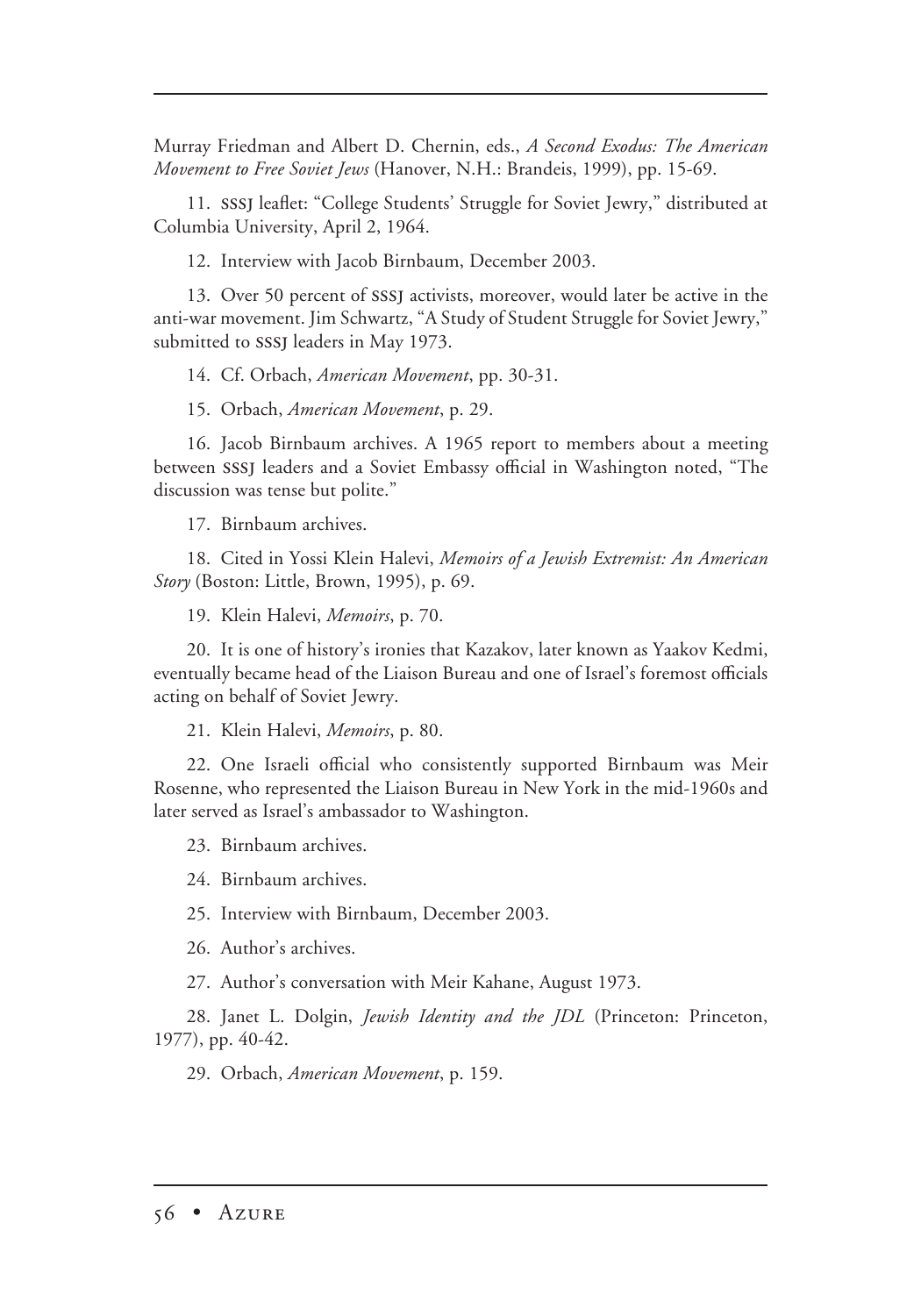Murray Friedman and Albert D. Chernin, eds., *A Second Exodus: The American Movement to Free Soviet Jews* (Hanover, N.H.: Brandeis, 1999), pp. 15-69.

11. SSSJ leaflet: "College Students' Struggle for Soviet Jewry," distributed at Columbia University, April 2, 1964.

12. Interview with Jacob Birnbaum, December 2003.

13. Over 50 percent of SSSJ activists, moreover, would later be active in the anti-war movement. Jim Schwartz, "A Study of Student Struggle for Soviet Jewry," submitted to SSSJ leaders in May 1973.

14. Cf. Orbach, *American Movement*, pp. 30-31.

15. Orbach, *American Movement*, p. 29.

16. Jacob Birnbaum archives. A 1965 report to members about a meeting between SSSJ leaders and a Soviet Embassy official in Washington noted, "The discussion was tense but polite."

17. Birnbaum archives.

18. Cited in Yossi Klein Halevi, *Memoirs of a Jewish Extremist: An American Story* (Boston: Little, Brown, 1995), p. 69.

19. Klein Halevi, *Memoirs*, p. 70.

20. It is one of history's ironies that Kazakov, later known as Yaakov Kedmi, eventually became head of the Liaison Bureau and one of Israel's foremost officials acting on behalf of Soviet Jewry.

21. Klein Halevi, *Memoirs*, p. 80.

22. One Israeli official who consistently supported Birnbaum was Meir Rosenne, who represented the Liaison Bureau in New York in the mid-1960s and later served as Israel's ambassador to Washington.

23. Birnbaum archives.

24. Birnbaum archives.

25. Interview with Birnbaum, December 2003.

26. Author's archives.

27. Author's conversation with Meir Kahane, August 1973.

28. Janet L. Dolgin, *Jewish Identity and the JDL* (Princeton: Princeton, 1977), pp. 40-42.

29. Orbach, *American Movement*, p. 159.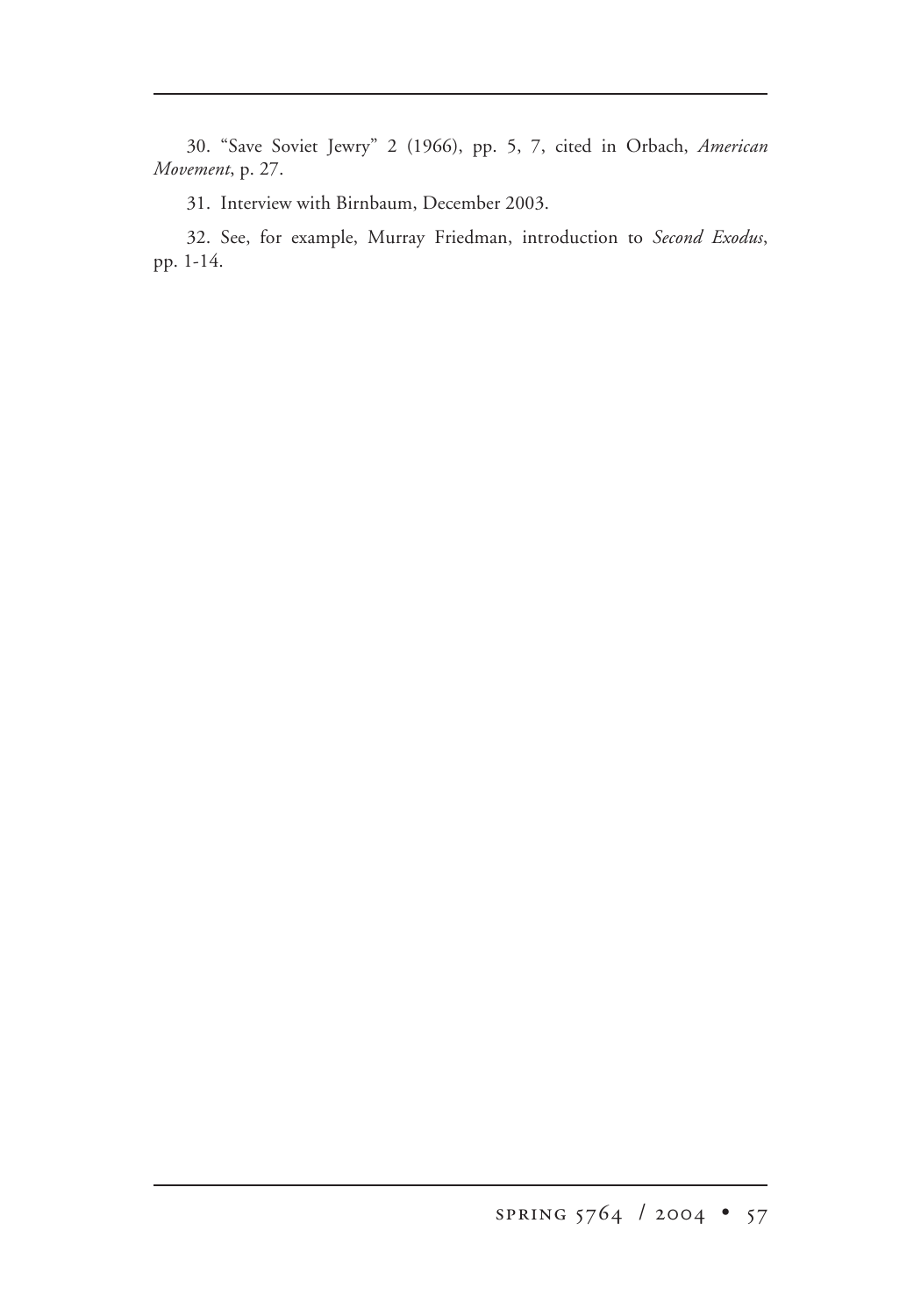30. "Save Soviet Jewry" 2 (1966), pp. 5, 7, cited in Orbach, *American Movement*, p. 27.

31. Interview with Birnbaum, December 2003.

32. See, for example, Murray Friedman, introduction to *Second Exodus*, pp. 1-14.